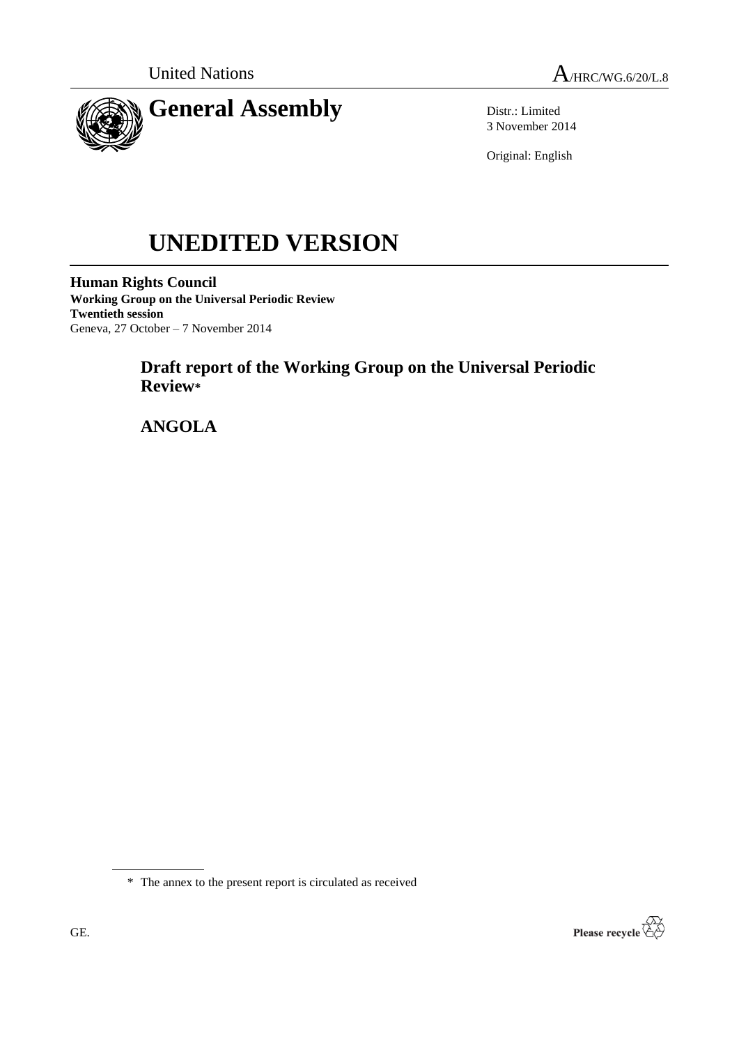United Nations A/HRC/WG.6/20/L.8

# General Assembly

Distr.: Limited
3 November 2014

Original: English

# UNEDITED VERSION

**Human Rights Council**
**Working Group on the Universal Periodic Review**
**Twentieth session**
Geneva, 27 October – 7 November 2014

## Draft report of the Working Group on the Universal Periodic Review*

## ANGOLA

\* The annex to the present report is circulated as received

GE.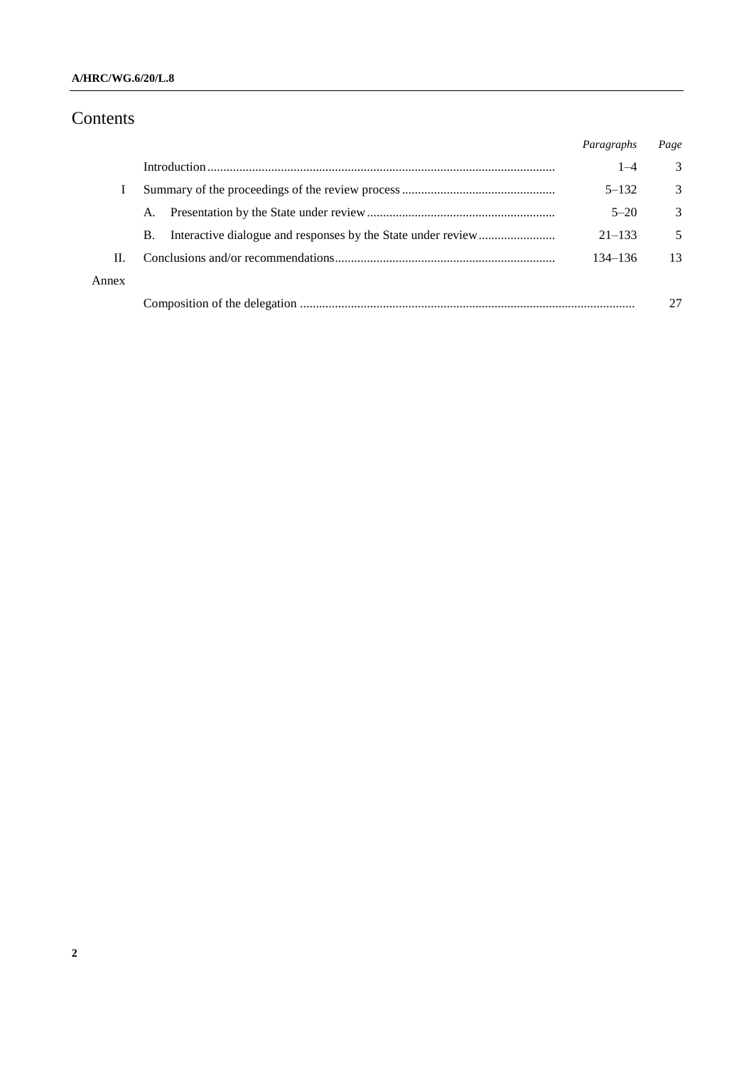# Contents

| | | Paragraphs | Page |
|---|---|---|---|
| | Introduction | 1–4 | 3 |
| I | Summary of the proceedings of the review process | 5–132 | 3 |
| | A. Presentation by the State under review | 5–20 | 3 |
| | B. Interactive dialogue and responses by the State under review | 21–133 | 5 |
| II. | Conclusions and/or recommendations | 134–136 | 13 |
| Annex | | | |
| | Composition of the delegation | | 27 |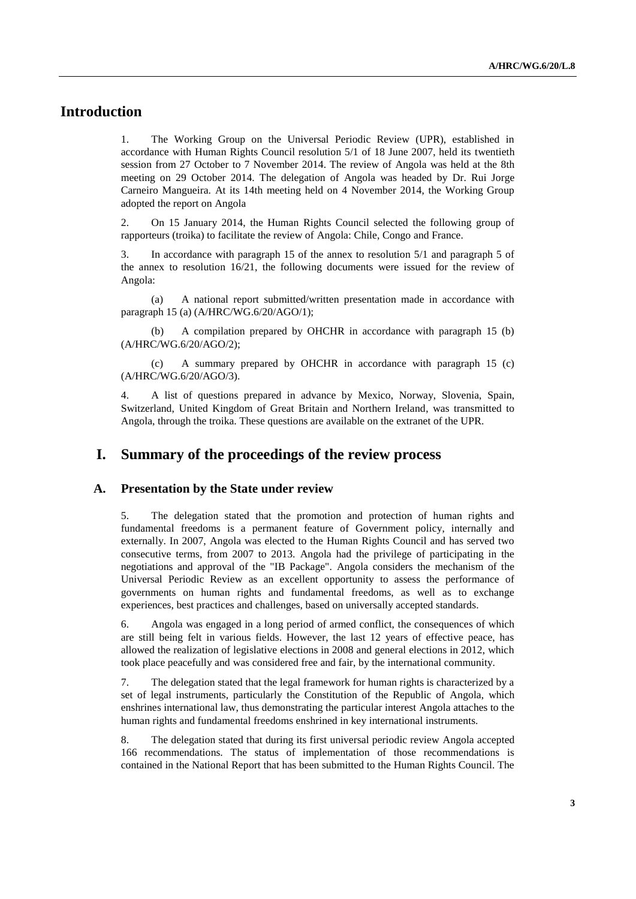# Introduction

1. The Working Group on the Universal Periodic Review (UPR), established in accordance with Human Rights Council resolution 5/1 of 18 June 2007, held its twentieth session from 27 October to 7 November 2014. The review of Angola was held at the 8th meeting on 29 October 2014. The delegation of Angola was headed by Dr. Rui Jorge Carneiro Mangueira. At its 14th meeting held on 4 November 2014, the Working Group adopted the report on Angola

2. On 15 January 2014, the Human Rights Council selected the following group of rapporteurs (troika) to facilitate the review of Angola: Chile, Congo and France.

3. In accordance with paragraph 15 of the annex to resolution 5/1 and paragraph 5 of the annex to resolution 16/21, the following documents were issued for the review of Angola:

(a) A national report submitted/written presentation made in accordance with paragraph 15 (a) (A/HRC/WG.6/20/AGO/1);

(b) A compilation prepared by OHCHR in accordance with paragraph 15 (b) (A/HRC/WG.6/20/AGO/2);

(c) A summary prepared by OHCHR in accordance with paragraph 15 (c) (A/HRC/WG.6/20/AGO/3).

4. A list of questions prepared in advance by Mexico, Norway, Slovenia, Spain, Switzerland, United Kingdom of Great Britain and Northern Ireland, was transmitted to Angola, through the troika. These questions are available on the extranet of the UPR.

# I. Summary of the proceedings of the review process

## A. Presentation by the State under review

5. The delegation stated that the promotion and protection of human rights and fundamental freedoms is a permanent feature of Government policy, internally and externally. In 2007, Angola was elected to the Human Rights Council and has served two consecutive terms, from 2007 to 2013. Angola had the privilege of participating in the negotiations and approval of the "IB Package". Angola considers the mechanism of the Universal Periodic Review as an excellent opportunity to assess the performance of governments on human rights and fundamental freedoms, as well as to exchange experiences, best practices and challenges, based on universally accepted standards.

6. Angola was engaged in a long period of armed conflict, the consequences of which are still being felt in various fields. However, the last 12 years of effective peace, has allowed the realization of legislative elections in 2008 and general elections in 2012, which took place peacefully and was considered free and fair, by the international community.

7. The delegation stated that the legal framework for human rights is characterized by a set of legal instruments, particularly the Constitution of the Republic of Angola, which enshrines international law, thus demonstrating the particular interest Angola attaches to the human rights and fundamental freedoms enshrined in key international instruments.

8. The delegation stated that during its first universal periodic review Angola accepted 166 recommendations. The status of implementation of those recommendations is contained in the National Report that has been submitted to the Human Rights Council. The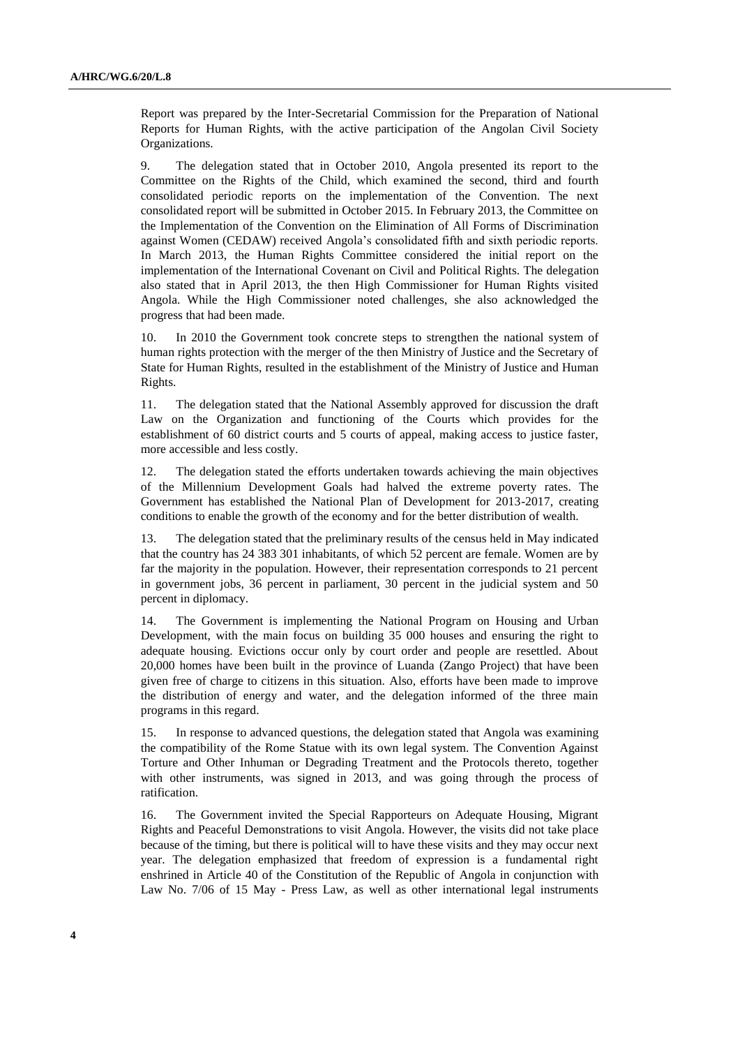Report was prepared by the Inter-Secretarial Commission for the Preparation of National Reports for Human Rights, with the active participation of the Angolan Civil Society Organizations.

9. The delegation stated that in October 2010, Angola presented its report to the Committee on the Rights of the Child, which examined the second, third and fourth consolidated periodic reports on the implementation of the Convention. The next consolidated report will be submitted in October 2015. In February 2013, the Committee on the Implementation of the Convention on the Elimination of All Forms of Discrimination against Women (CEDAW) received Angola's consolidated fifth and sixth periodic reports. In March 2013, the Human Rights Committee considered the initial report on the implementation of the International Covenant on Civil and Political Rights. The delegation also stated that in April 2013, the then High Commissioner for Human Rights visited Angola. While the High Commissioner noted challenges, she also acknowledged the progress that had been made.

10. In 2010 the Government took concrete steps to strengthen the national system of human rights protection with the merger of the then Ministry of Justice and the Secretary of State for Human Rights, resulted in the establishment of the Ministry of Justice and Human Rights.

11. The delegation stated that the National Assembly approved for discussion the draft Law on the Organization and functioning of the Courts which provides for the establishment of 60 district courts and 5 courts of appeal, making access to justice faster, more accessible and less costly.

12. The delegation stated the efforts undertaken towards achieving the main objectives of the Millennium Development Goals had halved the extreme poverty rates. The Government has established the National Plan of Development for 2013-2017, creating conditions to enable the growth of the economy and for the better distribution of wealth.

13. The delegation stated that the preliminary results of the census held in May indicated that the country has 24 383 301 inhabitants, of which 52 percent are female. Women are by far the majority in the population. However, their representation corresponds to 21 percent in government jobs, 36 percent in parliament, 30 percent in the judicial system and 50 percent in diplomacy.

14. The Government is implementing the National Program on Housing and Urban Development, with the main focus on building 35 000 houses and ensuring the right to adequate housing. Evictions occur only by court order and people are resettled. About 20,000 homes have been built in the province of Luanda (Zango Project) that have been given free of charge to citizens in this situation. Also, efforts have been made to improve the distribution of energy and water, and the delegation informed of the three main programs in this regard.

15. In response to advanced questions, the delegation stated that Angola was examining the compatibility of the Rome Statue with its own legal system. The Convention Against Torture and Other Inhuman or Degrading Treatment and the Protocols thereto, together with other instruments, was signed in 2013, and was going through the process of ratification.

16. The Government invited the Special Rapporteurs on Adequate Housing, Migrant Rights and Peaceful Demonstrations to visit Angola. However, the visits did not take place because of the timing, but there is political will to have these visits and they may occur next year. The delegation emphasized that freedom of expression is a fundamental right enshrined in Article 40 of the Constitution of the Republic of Angola in conjunction with Law No. 7/06 of 15 May - Press Law, as well as other international legal instruments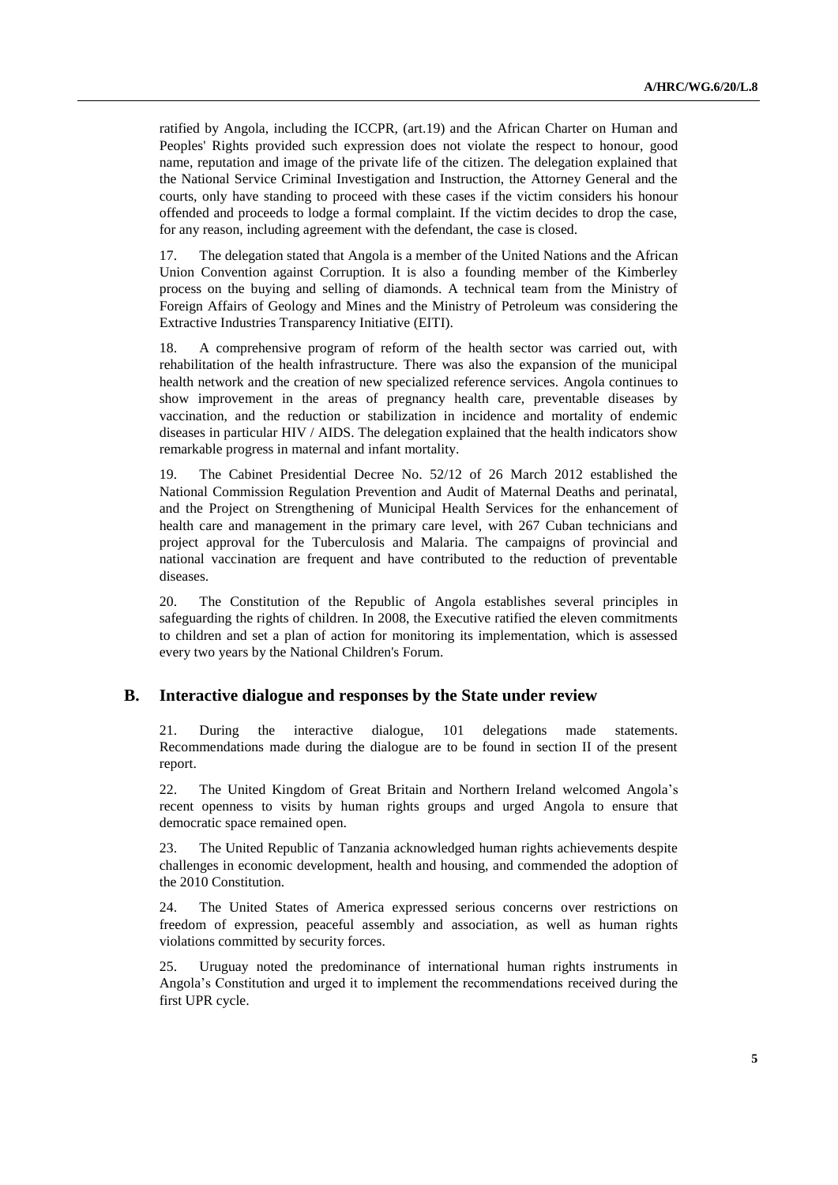ratified by Angola, including the ICCPR, (art.19) and the African Charter on Human and Peoples' Rights provided such expression does not violate the respect to honour, good name, reputation and image of the private life of the citizen. The delegation explained that the National Service Criminal Investigation and Instruction, the Attorney General and the courts, only have standing to proceed with these cases if the victim considers his honour offended and proceeds to lodge a formal complaint. If the victim decides to drop the case, for any reason, including agreement with the defendant, the case is closed.

17. The delegation stated that Angola is a member of the United Nations and the African Union Convention against Corruption. It is also a founding member of the Kimberley process on the buying and selling of diamonds. A technical team from the Ministry of Foreign Affais of Geology and Mines and the Ministry of Petroleum was considering the Extractive Industries Transparency Initiative (EITI).

18. A comprehensive program of reform of the health sector was carried out, with rehabilitation of the health infrastructure. There was also the expansion of the municipal health network and the creation of new specialized reference services. Angola continues to show improvement in the areas of pregnancy health care, preventable diseases by vaccination, and the reduction or stabilization in incidence and mortality of endemic diseases in particular HIV / AIDS. The delegation explained that the health indicators show remarkable progress in maternal and infant mortality.

19. The Cabinet Presidential Decree No. 52/12 of 26 March 2012 established the National Commission Regulation Prevention and Audit of Maternal Deaths and perinatal, and the Project on Strengthening of Municipal Health Services for the enhancement of health care and management in the primary care level, with 267 Cuban technicians and project approval for the Tuberculosis and Malaria. The campaigns of provincial and national vaccination are frequent and have contributed to the reduction of preventable diseases.

20. The Constitution of the Republic of Angola establishes several principles in safeguarding the rights of children. In 2008, the Executive ratified the eleven commitments to children and set a plan of action for monitoring its implementation, which is assessed every two years by the National Children's Forum.

## B. Interactive dialogue and responses by the State under review

21. During the interactive dialogue, 101 delegations made statements. Recommendations made during the dialogue are to be found in section II of the present report.

22. The United Kingdom of Great Britain and Northern Ireland welcomed Angola's recent openness to visits by human rights groups and urged Angola to ensure that democratic space remained open.

23. The United Republic of Tanzania acknowledged human rights achievements despite challenges in economic development, health and housing, and commended the adoption of the 2010 Constitution.

24. The United States of America expressed serious concerns over restrictions on freedom of expression, peaceful assembly and association, as well as human rights violations committed by security forces.

25. Uruguay noted the predominance of international human rights instruments in Angola's Constitution and urged it to implement the recommendations received during the first UPR cycle.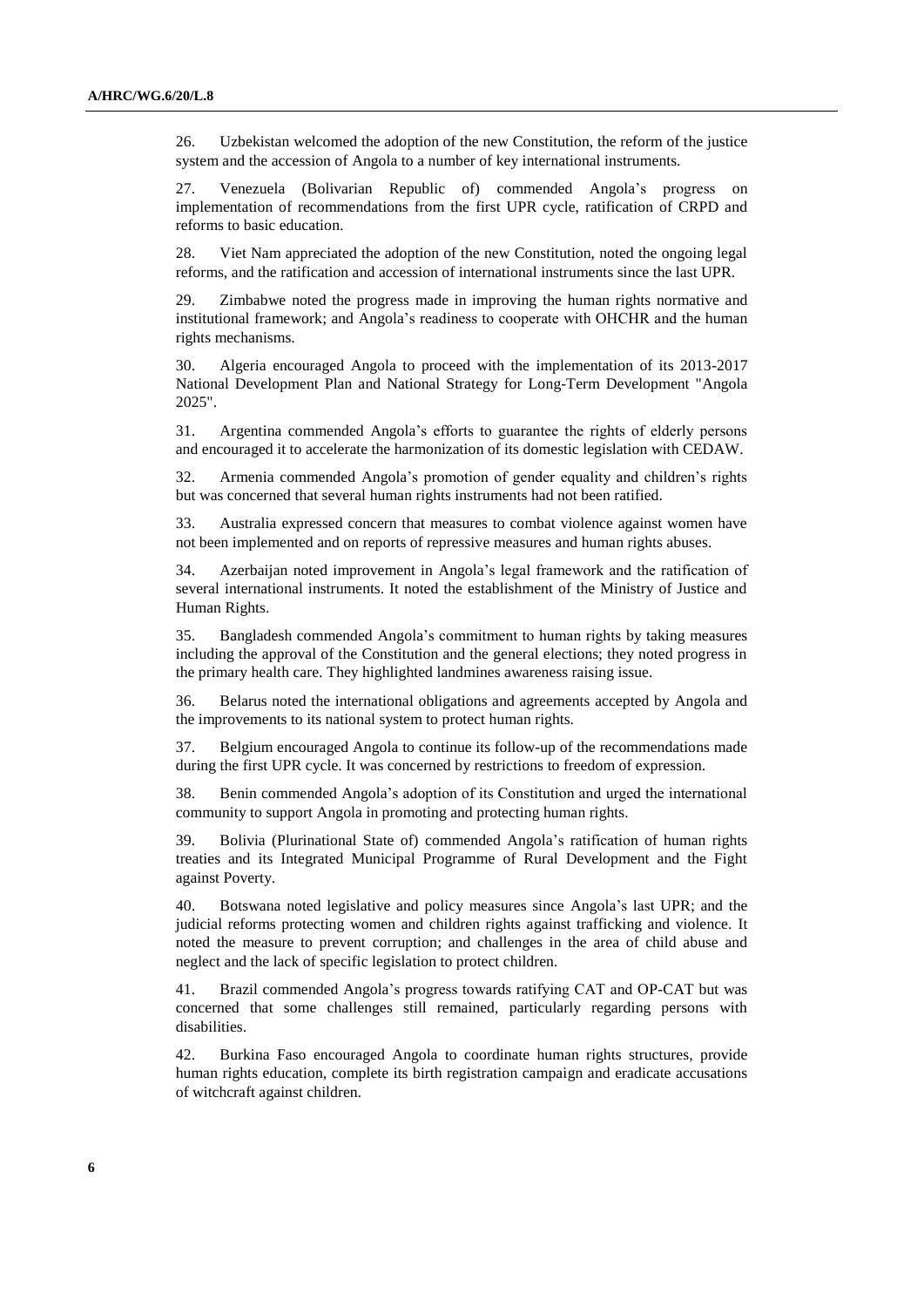26. Uzbekistan welcomed the adoption of the new Constitution, the reform of the justice system and the accession of Angola to a number of key international instruments.

27. Venezuela (Bolivarian Republic of) commended Angola's progress on implementation of recommendations from the first UPR cycle, ratification of CRPD and reforms to basic education.

28. Viet Nam appreciated the adoption of the new Constitution, noted the ongoing legal reforms, and the ratification and accession of international instruments since the last UPR.

29. Zimbabwe noted the progress made in improving the human rights normative and institutional framework; and Angola's readiness to cooperate with OHCHR and the human rights mechanisms.

30. Algeria encouraged Angola to proceed with the implementation of its 2013-2017 National Development Plan and National Strategy for Long-Term Development "Angola 2025".

31. Argentina commended Angola's efforts to guarantee the rights of elderly persons and encouraged it to accelerate the harmonization of its domestic legislation with CEDAW.

32. Armenia commended Angola's promotion of gender equality and children's rights but was concerned that several human rights instruments had not been ratified.

33. Australia expressed concern that measures to combat violence against women have not been implemented and on reports of repressive measures and human rights abuses.

34. Azerbaijan noted improvement in Angola's legal framework and the ratification of several international instruments. It noted the establishment of the Ministry of Justice and Human Rights.

35. Bangladesh commended Angola's commitment to human rights by taking measures including the approval of the Constitution and the general elections; they noted progress in the primary health care. They highlighted landmines awareness raising issue.

36. Belarus noted the international obligations and agreements accepted by Angola and the improvements to its national system to protect human rights.

37. Belgium encouraged Angola to continue its follow-up of the recommendations made during the first UPR cycle. It was concerned by restrictions to freedom of expression.

38. Benin commended Angola's adoption of its Constitution and urged the international community to support Angola in promoting and protecting human rights.

39. Bolivia (Plurinational State of) commended Angola's ratification of human rights treaties and its Integrated Municipal Programme of Rural Development and the Fight against Poverty.

40. Botswana noted legislative and policy measures since Angola's last UPR; and the judicial reforms protecting women and children rights against trafficking and violence. It noted the measure to prevent corruption; and challenges in the area of child abuse and neglect and the lack of specific legislation to protect children.

41. Brazil commended Angola's progress towards ratifying CAT and OP-CAT but was concerned that some challenges still remained, particularly regarding persons with disabilities.

42. Burkina Faso encouraged Angola to coordinate human rights structures, provide human rights education, complete its birth registration campaign and eradicate accusations of witchcraft against children.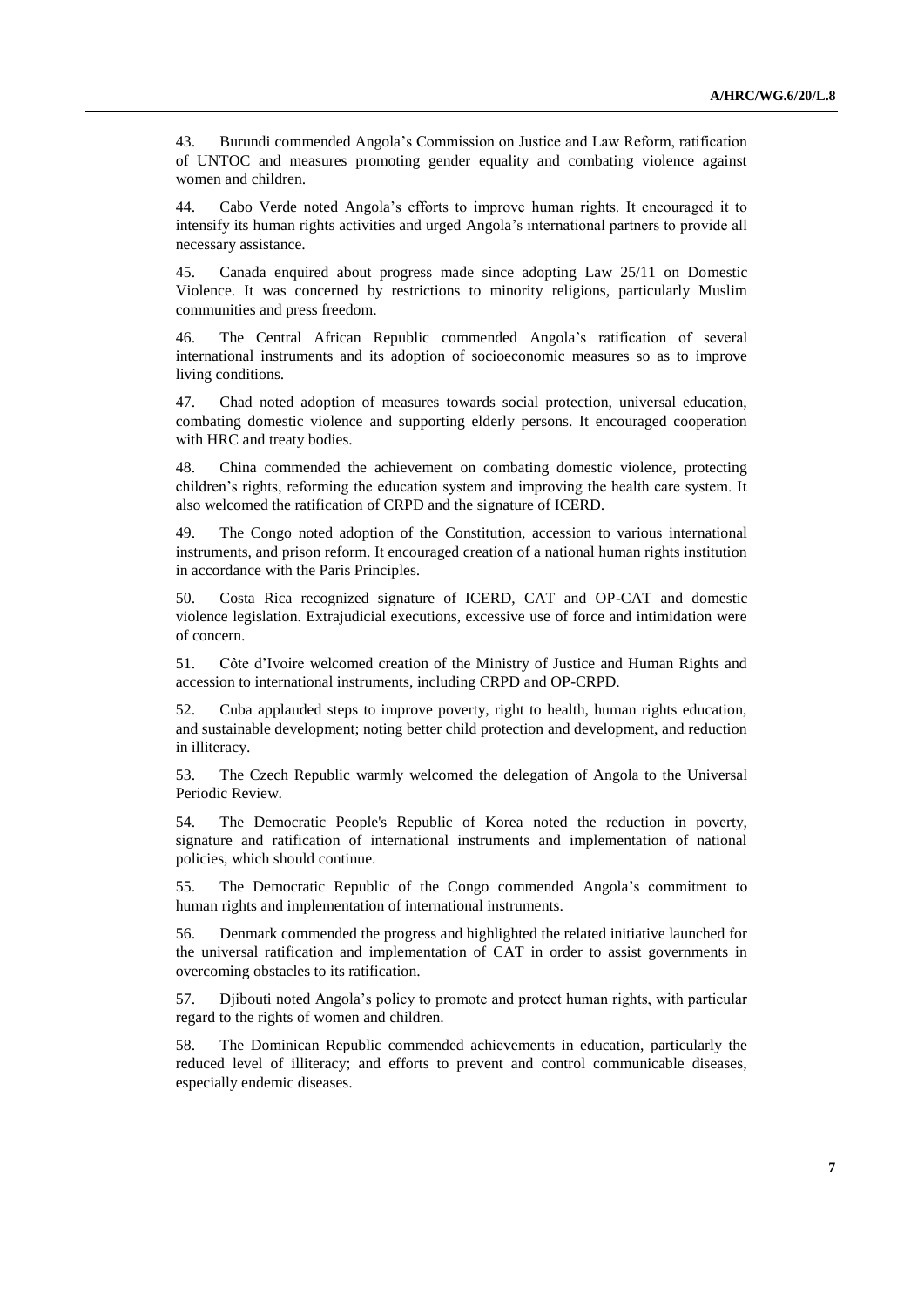43. Burundi commended Angola's Commission on Justice and Law Reform, ratification of UNTOC and measures promoting gender equality and combating violence against women and children.

44. Cabo Verde noted Angola's efforts to improve human rights. It encouraged it to intensify its human rights activities and urged Angola's international partners to provide all necessary assistance.

45. Canada enquired about progress made since adopting Law 25/11 on Domestic Violence. It was concerned by restrictions to minority religions, particularly Muslim communities and press freedom.

46. The Central African Republic commended Angola's ratification of several international instruments and its adoption of socioeconomic measures so as to improve living conditions.

47. Chad noted adoption of measures towards social protection, universal education, combating domestic violence and supporting elderly persons. It encouraged cooperation with HRC and treaty bodies.

48. China commended the achievement on combating domestic violence, protecting children's rights, reforming the education system and improving the health care system. It also welcomed the ratification of CRPD and the signature of ICERD.

49. The Congo noted adoption of the Constitution, accession to various international instruments, and prison reform. It encouraged creation of a national human rights institution in accordance with the Paris Principles.

50. Costa Rica recognized signature of ICERD, CAT and OP-CAT and domestic violence legislation. Extrajudicial executions, excessive use of force and intimidation were of concern.

51. Côte d'Ivoire welcomed creation of the Ministry of Justice and Human Rights and accession to international instruments, including CRPD and OP-CRPD.

52. Cuba applauded steps to improve poverty, right to health, human rights education, and sustainable development; noting better child protection and development, and reduction in illiteracy.

53. The Czech Republic warmly welcomed the delegation of Angola to the Universal Periodic Review.

54. The Democratic People's Republic of Korea noted the reduction in poverty, signature and ratification of international instruments and implementation of national policies, which should continue.

55. The Democratic Republic of the Congo commended Angola's commitment to human rights and implementation of international instruments.

56. Denmark commended the progress and highlighted the related initiative launched for the universal ratification and implementation of CAT in order to assist governments in overcoming obstacles to its ratification.

57. Djibouti noted Angola's policy to promote and protect human rights, with particular regard to the rights of women and children.

58. The Dominican Republic commended achievements in education, particularly the reduced level of illiteracy; and efforts to prevent and control communicable diseases, especially endemic diseases.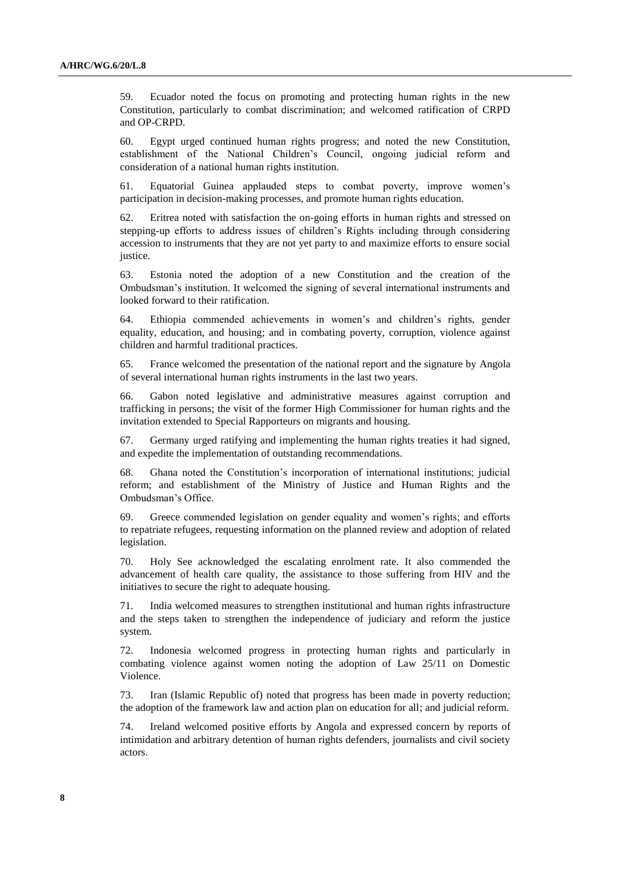59. Ecuador noted the focus on promoting and protecting human rights in the new Constitution, particularly to combat discrimination; and welcomed ratification of CRPD and OP-CRPD.

60. Egypt urged continued human rights progress; and noted the new Constitution, establishment of the National Children's Council, ongoing judicial reform and consideration of a national human rights institution.

61. Equatorial Guinea applauded steps to combat poverty, improve women's participation in decision-making processes, and promote human rights education.

62. Eritrea noted with satisfaction the on-going efforts in human rights and stressed on stepping-up efforts to address issues of children's Rights including through considering accession to instruments that they are not yet party to and maximize efforts to ensure social justice.

63. Estonia noted the adoption of a new Constitution and the creation of the Ombudsman's institution. It welcomed the signing of several international instruments and looked forward to their ratification.

64. Ethiopia commended achievements in women's and children's rights, gender equality, education, and housing; and in combating poverty, corruption, violence against children and harmful traditional practices.

65. France welcomed the presentation of the national report and the signature by Angola of several international human rights instruments in the last two years.

66. Gabon noted legislative and administrative measures against corruption and trafficking in persons; the visit of the former High Commissioner for human rights and the invitation extended to Special Rapporteurs on migrants and housing.

67. Germany urged ratifying and implementing the human rights treaties it had signed, and expedite the implementation of outstanding recommendations.

68. Ghana noted the Constitution's incorporation of international institutions; judicial reform; and establishment of the Ministry of Justice and Human Rights and the Ombudsman's Office.

69. Greece commended legislation on gender equality and women's rights; and efforts to repatriate refugees, requesting information on the planned review and adoption of related legislation.

70. Holy See acknowledged the escalating enrolment rate. It also commended the advancement of health care quality, the assistance to those suffering from HIV and the initiatives to secure the right to adequate housing.

71. India welcomed measures to strengthen institutional and human rights infrastructure and the steps taken to strengthen the independence of judiciary and reform the justice system.

72. Indonesia welcomed progress in protecting human rights and particularly in combating violence against women noting the adoption of Law 25/11 on Domestic Violence.

73. Iran (Islamic Republic of) noted that progress has been made in poverty reduction; the adoption of the framework law and action plan on education for all; and judicial reform.

74. Ireland welcomed positive efforts by Angola and expressed concern by reports of intimidation and arbitrary detention of human rights defenders, journalists and civil society actors.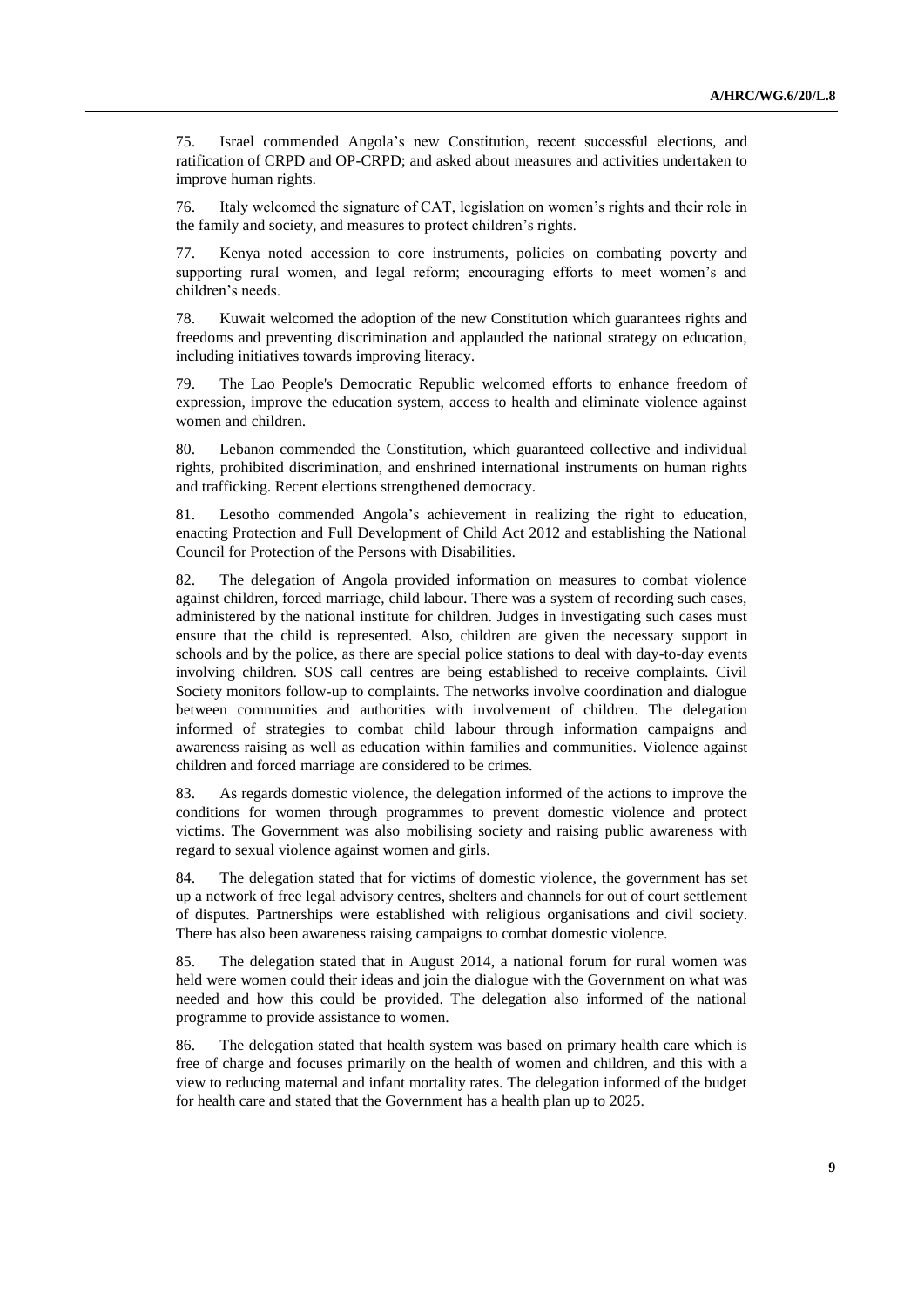75. Israel commended Angola's new Constitution, recent successful elections, and ratification of CRPD and OP-CRPD; and asked about measures and activities undertaken to improve human rights.

76. Italy welcomed the signature of CAT, legislation on women's rights and their role in the family and society, and measures to protect children's rights.

77. Kenya noted accession to core instruments, policies on combating poverty and supporting rural women, and legal reform; encouraging efforts to meet women's and children's needs.

78. Kuwait welcomed the adoption of the new Constitution which guarantees rights and freedoms and preventing discrimination and applauded the national strategy on education, including initiatives towards improving literacy.

79. The Lao People's Democratic Republic welcomed efforts to enhance freedom of expression, improve the education system, access to health and eliminate violence against women and children.

80. Lebanon commended the Constitution, which guaranteed collective and individual rights, prohibited discrimination, and enshrined international instruments on human rights and trafficking. Recent elections strengthened democracy.

81. Lesotho commended Angola's achievement in realizing the right to education, enacting Protection and Full Development of Child Act 2012 and establishing the National Council for Protection of the Persons with Disabilities.

82. The delegation of Angola provided information on measures to combat violence against children, forced marriage, child labour. There was a system of recording such cases, administered by the national institute for children. Judges in investigating such cases must ensure that the child is represented. Also, children are given the necessary support in schools and by the police, as there are special police stations to deal with day-to-day events involving children. SOS call centres are being established to receive complaints. Civil Society monitors follow-up to complaints. The networks involve coordination and dialogue between communities and authorities with involvement of children. The delegation informed of strategies to combat child labour through information campaigns and awareness raising as well as education within families and communities. Violence against children and forced marriage are considered to be crimes.

83. As regards domestic violence, the delegation informed of the actions to improve the conditions for women through programmes to prevent domestic violence and protect victims. The Government was also mobilising society and raising public awareness with regard to sexual violence against women and girls.

84. The delegation stated that for victims of domestic violence, the government has set up a network of free legal advisory centres, shelters and channels for out of court settlement of disputes. Partnerships were established with religious organisations and civil society. There has also been awareness raising campaigns to combat domestic violence.

85. The delegation stated that in August 2014, a national forum for rural women was held were women could their ideas and join the dialogue with the Government on what was needed and how this could be provided. The delegation also informed of the national programme to provide assistance to women.

86. The delegation stated that health system was based on primary health care which is free of charge and focuses primarily on the health of women and children, and this with a view to reducing maternal and infant mortality rates. The delegation informed of the budget for health care and stated that the Government has a health plan up to 2025.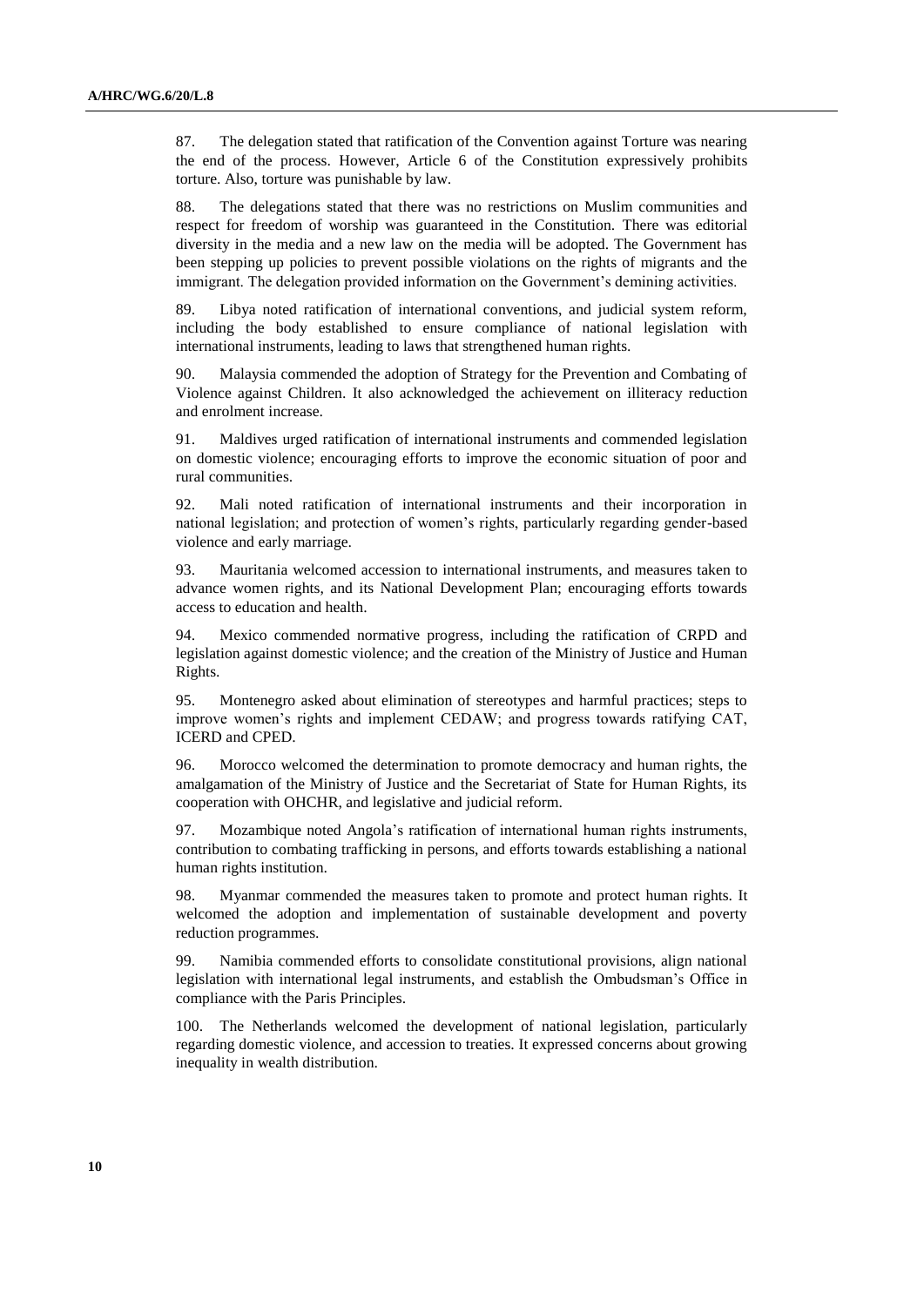87. The delegation stated that ratification of the Convention against Torture was nearing the end of the process. However, Article 6 of the Constitution expressively prohibits torture. Also, torture was punishable by law.

88. The delegations stated that there was no restrictions on Muslim communities and respect for freedom of worship was guaranteed in the Constitution. There was editorial diversity in the media and a new law on the media will be adopted. The Government has been stepping up policies to prevent possible violations on the rights of migrants and the immigrant. The delegation provided information on the Government's demining activities.

89. Libya noted ratification of international conventions, and judicial system reform, including the body established to ensure compliance of national legislation with international instruments, leading to laws that strengthened human rights.

90. Malaysia commended the adoption of Strategy for the Prevention and Combating of Violence against Children. It also acknowledged the achievement on illiteracy reduction and enrolment increase.

91. Maldives urged ratification of international instruments and commended legislation on domestic violence; encouraging efforts to improve the economic situation of poor and rural communities.

92. Mali noted ratification of international instruments and their incorporation in national legislation; and protection of women's rights, particularly regarding gender-based violence and early marriage.

93. Mauritania welcomed accession to international instruments, and measures taken to advance women rights, and its National Development Plan; encouraging efforts towards access to education and health.

94. Mexico commended normative progress, including the ratification of CRPD and legislation against domestic violence; and the creation of the Ministry of Justice and Human Rights.

95. Montenegro asked about elimination of stereotypes and harmful practices; steps to improve women's rights and implement CEDAW; and progress towards ratifying CAT, ICERD and CPED.

96. Morocco welcomed the determination to promote democracy and human rights, the amalgamation of the Ministry of Justice and the Secretariat of State for Human Rights, its cooperation with OHCHR, and legislative and judicial reform.

97. Mozambique noted Angola's ratification of international human rights instruments, contribution to combating trafficking in persons, and efforts towards establishing a national human rights institution.

98. Myanmar commended the measures taken to promote and protect human rights. It welcomed the adoption and implementation of sustainable development and poverty reduction programmes.

99. Namibia commended efforts to consolidate constitutional provisions, align national legislation with international legal instruments, and establish the Ombudsman's Office in compliance with the Paris Principles.

100. The Netherlands welcomed the development of national legislation, particularly regarding domestic violence, and accession to treaties. It expressed concerns about growing inequality in wealth distribution.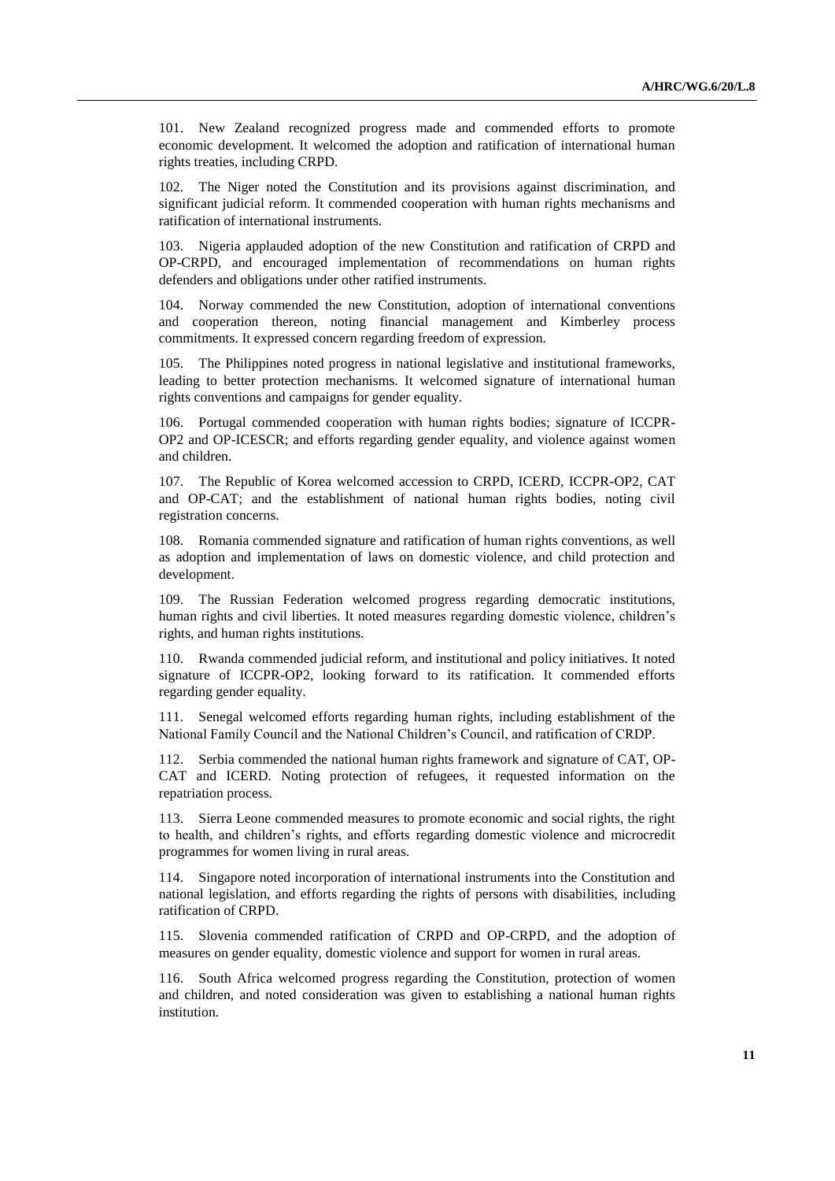101. New Zealand recognized progress made and commended efforts to promote economic development. It welcomed the adoption and ratification of international human rights treaties, including CRPD.

102. The Niger noted the Constitution and its provisions against discrimination, and significant judicial reform. It commended cooperation with human rights mechanisms and ratification of international instruments.

103. Nigeria applauded adoption of the new Constitution and ratification of CRPD and OP-CRPD, and encouraged implementation of recommendations on human rights defenders and obligations under other ratified instruments.

104. Norway commended the new Constitution, adoption of international conventions and cooperation thereon, noting financial management and Kimberley process commitments. It expressed concern regarding freedom of expression.

105. The Philippines noted progress in national legislative and institutional frameworks, leading to better protection mechanisms. It welcomed signature of international human rights conventions and campaigns for gender equality.

106. Portugal commended cooperation with human rights bodies; signature of ICCPR-OP2 and OP-ICESCR; and efforts regarding gender equality, and violence against women and children.

107. The Republic of Korea welcomed accession to CRPD, ICERD, ICCPR-OP2, CAT and OP-CAT; and the establishment of national human rights bodies, noting civil registration concerns.

108. Romania commended signature and ratification of human rights conventions, as well as adoption and implementation of laws on domestic violence, and child protection and development.

109. The Russian Federation welcomed progress regarding democratic institutions, human rights and civil liberties. It noted measures regarding domestic violence, children's rights, and human rights institutions.

110. Rwanda commended judicial reform, and institutional and policy initiatives. It noted signature of ICCPR-OP2, looking forward to its ratification. It commended efforts regarding gender equality.

111. Senegal welcomed efforts regarding human rights, including establishment of the National Family Council and the National Children's Council, and ratification of CRDP.

112. Serbia commended the national human rights framework and signature of CAT, OP-CAT and ICERD. Noting protection of refugees, it requested information on the repatriation process.

113. Sierra Leone commended measures to promote economic and social rights, the right to health, and children's rights, and efforts regarding domestic violence and microcredit programmes for women living in rural areas.

114. Singapore noted incorporation of international instruments into the Constitution and national legislation, and efforts regarding the rights of persons with disabilities, including ratification of CRPD.

115. Slovenia commended ratification of CRPD and OP-CRPD, and the adoption of measures on gender equality, domestic violence and support for women in rural areas.

116. South Africa welcomed progress regarding the Constitution, protection of women and children, and noted consideration was given to establishing a national human rights institution.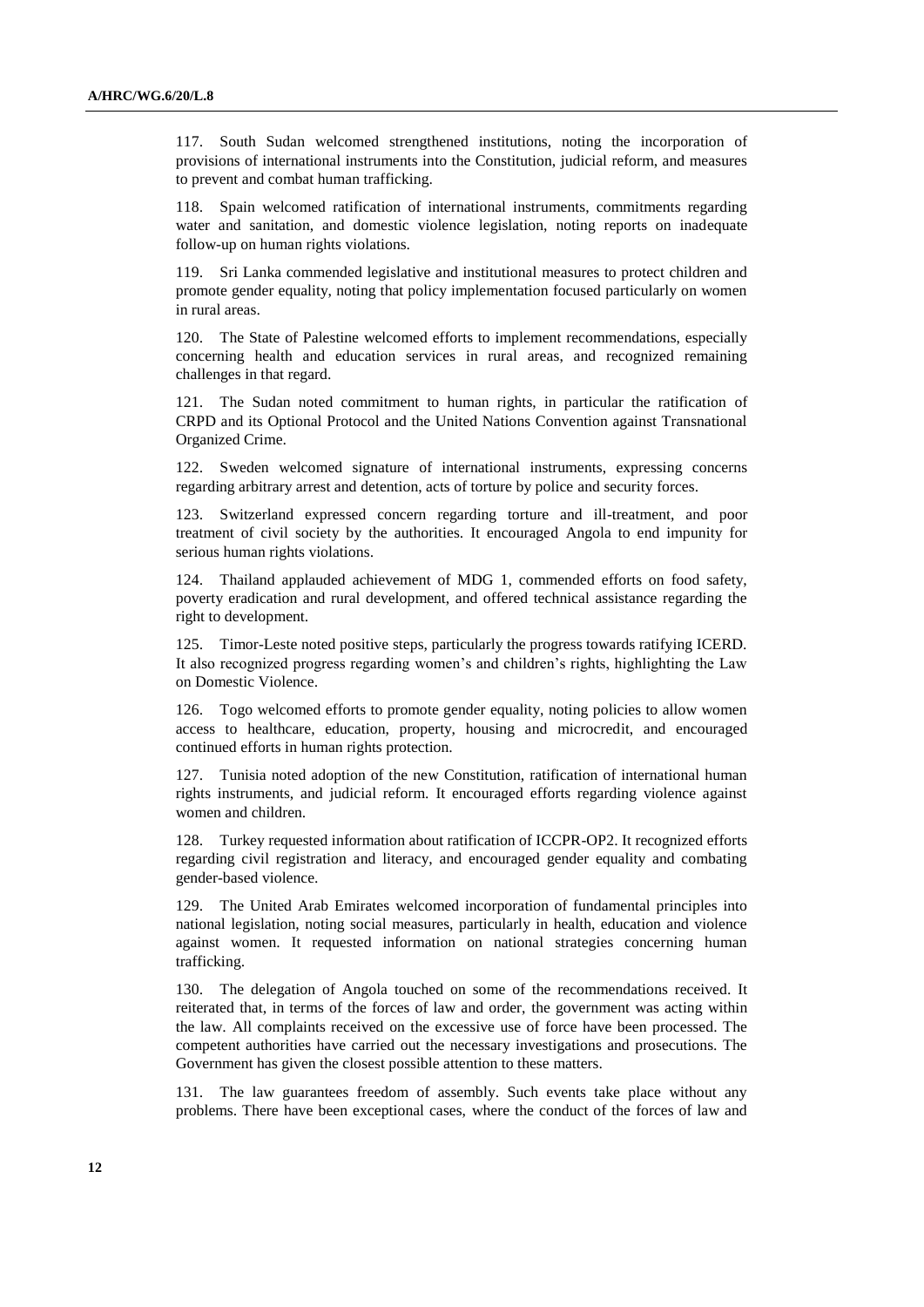117. South Sudan welcomed strengthened institutions, noting the incorporation of provisions of international instruments into the Constitution, judicial reform, and measures to prevent and combat human trafficking.

118. Spain welcomed ratification of international instruments, commitments regarding water and sanitation, and domestic violence legislation, noting reports on inadequate follow-up on human rights violations.

119. Sri Lanka commended legislative and institutional measures to protect children and promote gender equality, noting that policy implementation focused particularly on women in rural areas.

120. The State of Palestine welcomed efforts to implement recommendations, especially concerning health and education services in rural areas, and recognized remaining challenges in that regard.

121. The Sudan noted commitment to human rights, in particular the ratification of CRPD and its Optional Protocol and the United Nations Convention against Transnational Organized Crime.

122. Sweden welcomed signature of international instruments, expressing concerns regarding arbitrary arrest and detention, acts of torture by police and security forces.

123. Switzerland expressed concern regarding torture and ill-treatment, and poor treatment of civil society by the authorities. It encouraged Angola to end impunity for serious human rights violations.

124. Thailand applauded achievement of MDG 1, commended efforts on food safety, poverty eradication and rural development, and offered technical assistance regarding the right to development.

125. Timor-Leste noted positive steps, particularly the progress towards ratifying ICERD. It also recognized progress regarding women's and children's rights, highlighting the Law on Domestic Violence.

126. Togo welcomed efforts to promote gender equality, noting policies to allow women access to healthcare, education, property, housing and microcredit, and encouraged continued efforts in human rights protection.

127. Tunisia noted adoption of the new Constitution, ratification of international human rights instruments, and judicial reform. It encouraged efforts regarding violence against women and children.

128. Turkey requested information about ratification of ICCPR-OP2. It recognized efforts regarding civil registration and literacy, and encouraged gender equality and combating gender-based violence.

129. The United Arab Emirates welcomed incorporation of fundamental principles into national legislation, noting social measures, particularly in health, education and violence against women. It requested information on national strategies concerning human trafficking.

130. The delegation of Angola touched on some of the recommendations received. It reiterated that, in terms of the forces of law and order, the government was acting within the law. All complaints received on the excessive use of force have been processed. The competent authorities have carried out the necessary investigations and prosecutions. The Government has given the closest possible attention to these matters.

131. The law guarantees freedom of assembly. Such events take place without any problems. There have been exceptional cases, where the conduct of the forces of law and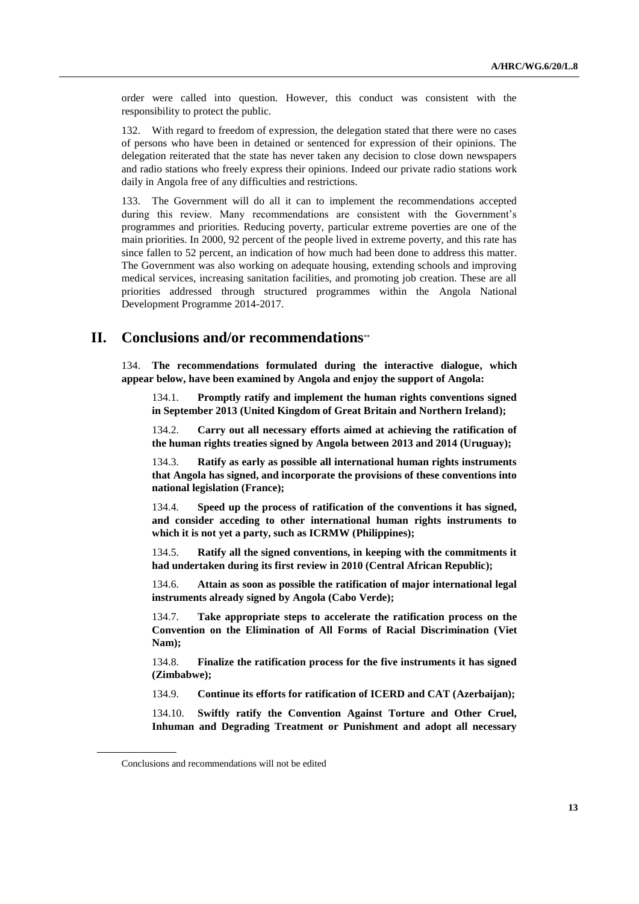order were called into question. However, this conduct was consistent with the responsibility to protect the public.

132. With regard to freedom of expression, the delegation stated that there were no cases of persons who have been in detained or sentenced for expression of their opinions. The delegation reiterated that the state has never taken any decision to close down newspapers and radio stations who freely express their opinions. Indeed our private radio stations work daily in Angola free of any difficulties and restrictions.

133. The Government will do all it can to implement the recommendations accepted during this review. Many recommendations are consistent with the Government's programmes and priorities. Reducing poverty, particular extreme poverties are one of the main priorities. In 2000, 92 percent of the people lived in extreme poverty, and this rate has since fallen to 52 percent, an indication of how much had been done to address this matter. The Government was also working on adequate housing, extending schools and improving medical services, increasing sanitation facilities, and promoting job creation. These are all priorities addressed through structured programmes within the Angola National Development Programme 2014-2017.

# II. Conclusions and/or recommendations[**]

134. **The recommendations formulated during the interactive dialogue, which appear below, have been examined by Angola and enjoy the support of Angola:**

134.1. **Promptly ratify and implement the human rights conventions signed in September 2013 (United Kingdom of Great Britain and Northern Ireland);**

134.2. **Carry out all necessary efforts aimed at achieving the ratification of the human rights treaties signed by Angola between 2013 and 2014 (Uruguay);**

134.3. **Ratify as early as possible all international human rights instruments that Angola has signed, and incorporate the provisions of these conventions into national legislation (France);**

134.4. **Speed up the process of ratification of the conventions it has signed, and consider acceding to other international human rights instruments to which it is not yet a party, such as ICRMW (Philippines);**

134.5. **Ratify all the signed conventions, in keeping with the commitments it had undertaken during its first review in 2010 (Central African Republic);**

134.6. **Attain as soon as possible the ratification of major international legal instruments already signed by Angola (Cabo Verde);**

134.7. **Take appropriate steps to accelerate the ratification process on the Convention on the Elimination of All Forms of Racial Discrimination (Viet Nam);**

134.8. **Finalize the ratification process for the five instruments it has signed (Zimbabwe);**

134.9. **Continue its efforts for ratification of ICERD and CAT (Azerbaijan);**

134.10. **Swiftly ratify the Convention Against Torture and Other Cruel, Inhuman and Degrading Treatment or Punishment and adopt all necessary**

[**] Conclusions and recommendations will not be edited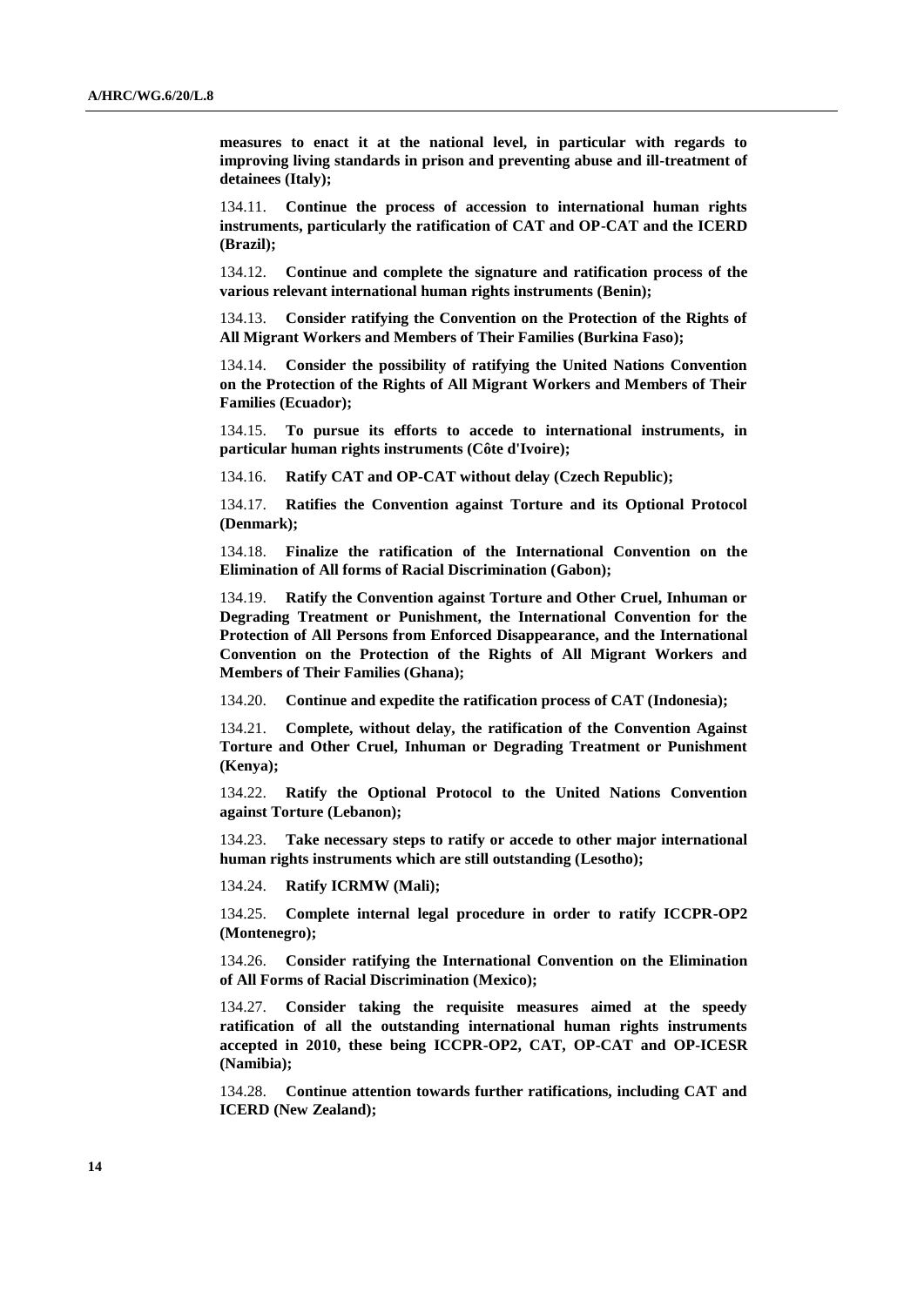**measures to enact it at the national level, in particular with regards to improving living standards in prison and preventing abuse and ill-treatment of detainees (Italy);**

134.11. **Continue the process of accession to international human rights instruments, particularly the ratification of CAT and OP-CAT and the ICERD (Brazil);**

134.12. **Continue and complete the signature and ratification process of the various relevant international human rights instruments (Benin);**

134.13. **Consider ratifying the Convention on the Protection of the Rights of All Migrant Workers and Members of Their Families (Burkina Faso);**

134.14. **Consider the possibility of ratifying the United Nations Convention on the Protection of the Rights of All Migrant Workers and Members of Their Families (Ecuador);**

134.15. **To pursue its efforts to accede to international instruments, in particular human rights instruments (Côte d'Ivoire);**

134.16. **Ratify CAT and OP-CAT without delay (Czech Republic);**

134.17. **Ratifies the Convention against Torture and its Optional Protocol (Denmark);**

134.18. **Finalize the ratification of the International Convention on the Elimination of All forms of Racial Discrimination (Gabon);**

134.19. **Ratify the Convention against Torture and Other Cruel, Inhuman or Degrading Treatment or Punishment, the International Convention for the Protection of All Persons from Enforced Disappearance, and the International Convention on the Protection of the Rights of All Migrant Workers and Members of Their Families (Ghana);**

134.20. **Continue and expedite the ratification process of CAT (Indonesia);**

134.21. **Complete, without delay, the ratification of the Convention Against Torture and Other Cruel, Inhuman or Degrading Treatment or Punishment (Kenya);**

134.22. **Ratify the Optional Protocol to the United Nations Convention against Torture (Lebanon);**

134.23. **Take necessary steps to ratify or accede to other major international human rights instruments which are still outstanding (Lesotho);**

134.24. **Ratify ICRMW (Mali);**

134.25. **Complete internal legal procedure in order to ratify ICCPR-OP2 (Montenegro);**

134.26. **Consider ratifying the International Convention on the Elimination of All Forms of Racial Discrimination (Mexico);**

134.27. **Consider taking the requisite measures aimed at the speedy ratification of all the outstanding international human rights instruments accepted in 2010, these being ICCPR-OP2, CAT, OP-CAT and OP-ICESR (Namibia);**

134.28. **Continue attention towards further ratifications, including CAT and ICERD (New Zealand);**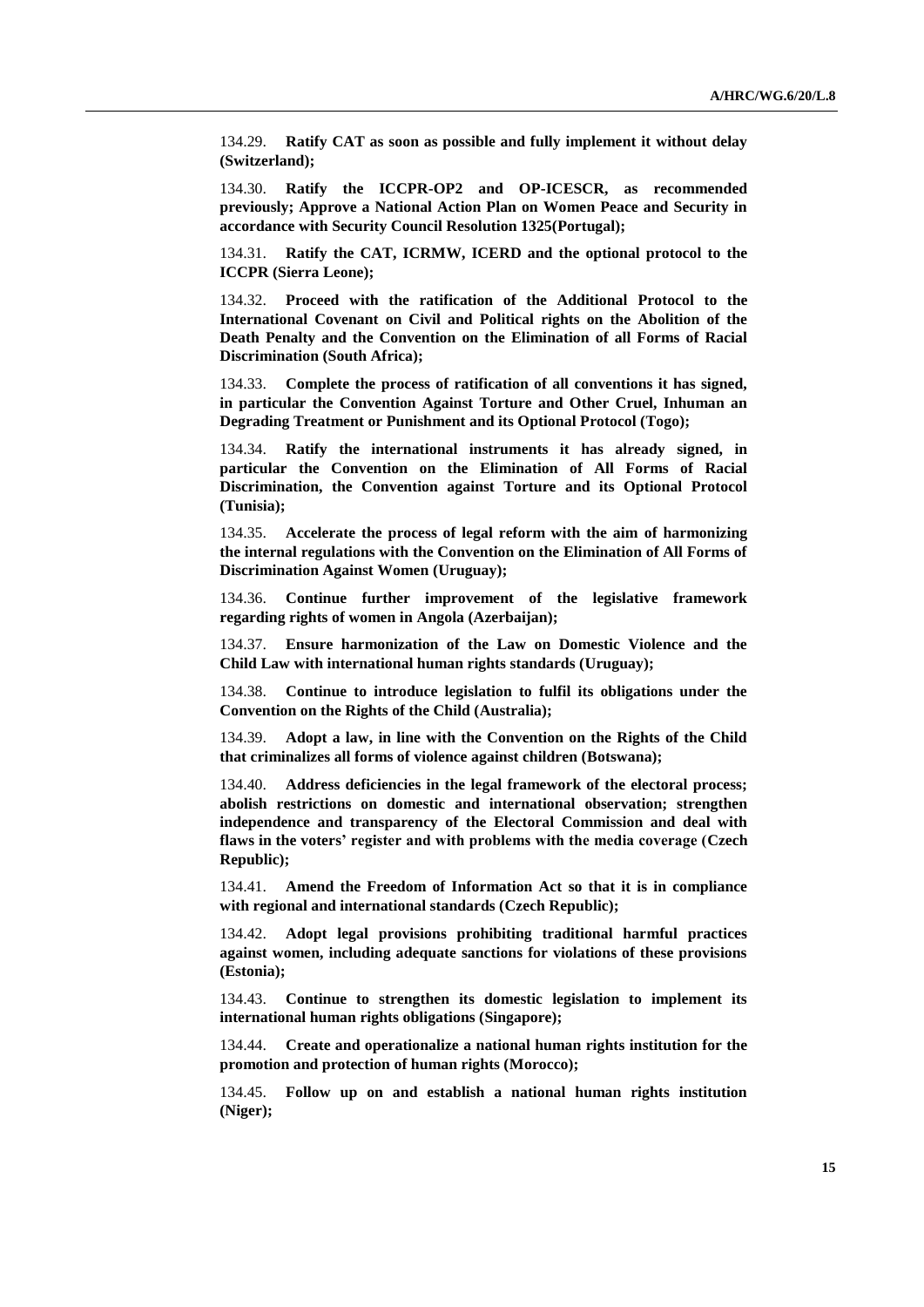134.29. **Ratify CAT as soon as possible and fully implement it without delay (Switzerland);**

134.30. **Ratify the ICCPR-OP2 and OP-ICESCR, as recommended previously; Approve a National Action Plan on Women Peace and Security in accordance with Security Council Resolution 1325(Portugal);**

134.31. **Ratify the CAT, ICRMW, ICERD and the optional protocol to the ICCPR (Sierra Leone);**

134.32. **Proceed with the ratification of the Additional Protocol to the International Covenant on Civil and Political rights on the Abolition of the Death Penalty and the Convention on the Elimination of all Forms of Racial Discrimination (South Africa);**

134.33. **Complete the process of ratification of all conventions it has signed, in particular the Convention Against Torture and Other Cruel, Inhuman an Degrading Treatment or Punishment and its Optional Protocol (Togo);**

134.34. **Ratify the international instruments it has already signed, in particular the Convention on the Elimination of All Forms of Racial Discrimination, the Convention against Torture and its Optional Protocol (Tunisia);**

134.35. **Accelerate the process of legal reform with the aim of harmonizing the internal regulations with the Convention on the Elimination of All Forms of Discrimination Against Women (Uruguay);**

134.36. **Continue further improvement of the legislative framework regarding rights of women in Angola (Azerbaijan);**

134.37. **Ensure harmonization of the Law on Domestic Violence and the Child Law with international human rights standards (Uruguay);**

134.38. **Continue to introduce legislation to fulfil its obligations under the Convention on the Rights of the Child (Australia);**

134.39. **Adopt a law, in line with the Convention on the Rights of the Child that criminalizes all forms of violence against children (Botswana);**

134.40. **Address deficiencies in the legal framework of the electoral process; abolish restrictions on domestic and international observation; strengthen independence and transparency of the Electoral Commission and deal with flaws in the voters' register and with problems with the media coverage (Czech Republic);**

134.41. **Amend the Freedom of Information Act so that it is in compliance with regional and international standards (Czech Republic);**

134.42. **Adopt legal provisions prohibiting traditional harmful practices against women, including adequate sanctions for violations of these provisions (Estonia);**

134.43. **Continue to strengthen its domestic legislation to implement its international human rights obligations (Singapore);**

134.44. **Create and operationalize a national human rights institution for the promotion and protection of human rights (Morocco);**

134.45. **Follow up on and establish a national human rights institution (Niger);**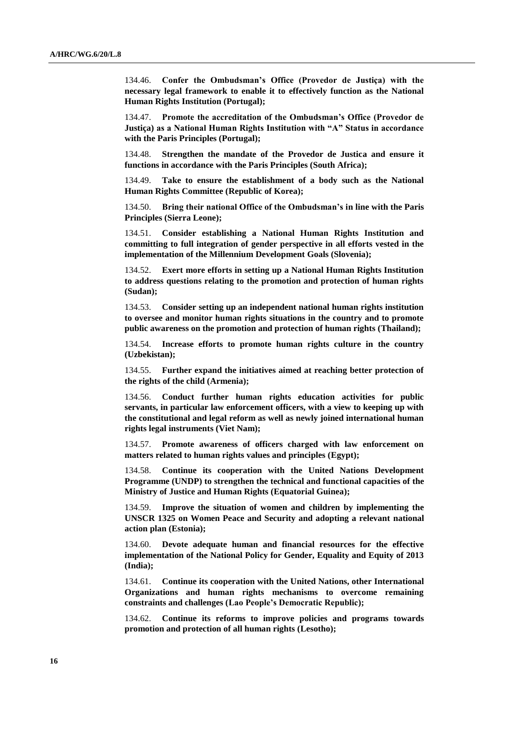134.46. **Confer the Ombudsman's Office (Provedor de Justiça) with the necessary legal framework to enable it to effectively function as the National Human Rights Institution (Portugal);**

134.47. **Promote the accreditation of the Ombudsman's Office (Provedor de Justiça) as a National Human Rights Institution with "A" Status in accordance with the Paris Principles (Portugal);**

134.48. **Strengthen the mandate of the Provedor de Justica and ensure it functions in accordance with the Paris Principles (South Africa);**

134.49. **Take to ensure the establishment of a body such as the National Human Rights Committee (Republic of Korea);**

134.50. **Bring their national Office of the Ombudsman's in line with the Paris Principles (Sierra Leone);**

134.51. **Consider establishing a National Human Rights Institution and committing to full integration of gender perspective in all efforts vested in the implementation of the Millennium Development Goals (Slovenia);**

134.52. **Exert more efforts in setting up a National Human Rights Institution to address questions relating to the promotion and protection of human rights (Sudan);**

134.53. **Consider setting up an independent national human rights institution to oversee and monitor human rights situations in the country and to promote public awareness on the promotion and protection of human rights (Thailand);**

134.54. **Increase efforts to promote human rights culture in the country (Uzbekistan);**

134.55. **Further expand the initiatives aimed at reaching better protection of the rights of the child (Armenia);**

134.56. **Conduct further human rights education activities for public servants, in particular law enforcement officers, with a view to keeping up with the constitutional and legal reform as well as newly joined international human rights legal instruments (Viet Nam);**

134.57. **Promote awareness of officers charged with law enforcement on matters related to human rights values and principles (Egypt);**

134.58. **Continue its cooperation with the United Nations Development Programme (UNDP) to strengthen the technical and functional capacities of the Ministry of Justice and Human Rights (Equatorial Guinea);**

134.59. **Improve the situation of women and children by implementing the UNSCR 1325 on Women Peace and Security and adopting a relevant national action plan (Estonia);**

134.60. **Devote adequate human and financial resources for the effective implementation of the National Policy for Gender, Equality and Equity of 2013 (India);**

134.61. **Continue its cooperation with the United Nations, other International Organizations and human rights mechanisms to overcome remaining constraints and challenges (Lao People's Democratic Republic);**

134.62. **Continue its reforms to improve policies and programs towards promotion and protection of all human rights (Lesotho);**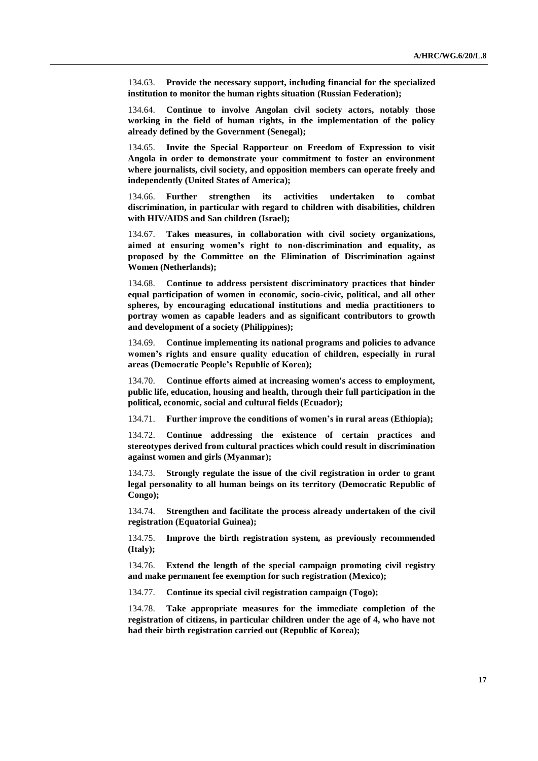134.63. **Provide the necessary support, including financial for the specialized institution to monitor the human rights situation (Russian Federation);**

134.64. **Continue to involve Angolan civil society actors, notably those working in the field of human rights, in the implementation of the policy already defined by the Government (Senegal);**

134.65. **Invite the Special Rapporteur on Freedom of Expression to visit Angola in order to demonstrate your commitment to foster an environment where journalists, civil society, and opposition members can operate freely and independently (United States of America);**

134.66. **Further strengthen its activities undertaken to combat discrimination, in particular with regard to children with disabilities, children with HIV/AIDS and San children (Israel);**

134.67. **Takes measures, in collaboration with civil society organizations, aimed at ensuring women's right to non-discrimination and equality, as proposed by the Committee on the Elimination of Discrimination against Women (Netherlands);**

134.68. **Continue to address persistent discriminatory practices that hinder equal participation of women in economic, socio-civic, political, and all other spheres, by encouraging educational institutions and media practitioners to portray women as capable leaders and as significant contributors to growth and development of a society (Philippines);**

134.69. **Continue implementing its national programs and policies to advance women's rights and ensure quality education of children, especially in rural areas (Democratic People's Republic of Korea);**

134.70. **Continue efforts aimed at increasing women's access to employment, public life, education, housing and health, through their full participation in the political, economic, social and cultural fields (Ecuador);**

134.71. **Further improve the conditions of women's in rural areas (Ethiopia);**

134.72. **Continue addressing the existence of certain practices and stereotypes derived from cultural practices which could result in discrimination against women and girls (Myanmar);**

134.73. **Strongly regulate the issue of the civil registration in order to grant legal personality to all human beings on its territory (Democratic Republic of Congo);**

134.74. **Strengthen and facilitate the process already undertaken of the civil registration (Equatorial Guinea);**

134.75. **Improve the birth registration system, as previously recommended (Italy);**

134.76. **Extend the length of the special campaign promoting civil registry and make permanent fee exemption for such registration (Mexico);**

134.77. **Continue its special civil registration campaign (Togo);**

134.78. **Take appropriate measures for the immediate completion of the registration of citizens, in particular children under the age of 4, who have not had their birth registration carried out (Republic of Korea);**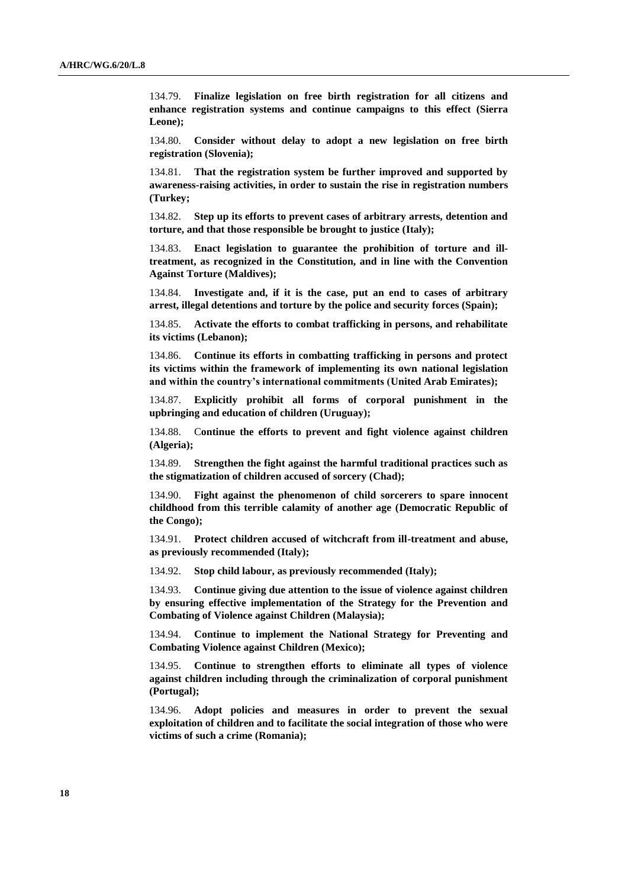134.79. **Finalize legislation on free birth registration for all citizens and enhance registration systems and continue campaigns to this effect (Sierra Leone);**

134.80. **Consider without delay to adopt a new legislation on free birth registration (Slovenia);**

134.81. **That the registration system be further improved and supported by awareness-raising activities, in order to sustain the rise in registration numbers (Turkey;**

134.82. **Step up its efforts to prevent cases of arbitrary arrests, detention and torture, and that those responsible be brought to justice (Italy);**

134.83. **Enact legislation to guarantee the prohibition of torture and ill-treatment, as recognized in the Constitution, and in line with the Convention Against Torture (Maldives);**

134.84. **Investigate and, if it is the case, put an end to cases of arbitrary arrest, illegal detentions and torture by the police and security forces (Spain);**

134.85. **Activate the efforts to combat trafficking in persons, and rehabilitate its victims (Lebanon);**

134.86. **Continue its efforts in combatting trafficking in persons and protect its victims within the framework of implementing its own national legislation and within the country's international commitments (United Arab Emirates);**

134.87. **Explicitly prohibit all forms of corporal punishment in the upbringing and education of children (Uruguay);**

134.88. C**ontinue the efforts to prevent and fight violence against children (Algeria);**

134.89. **Strengthen the fight against the harmful traditional practices such as the stigmatization of children accused of sorcery (Chad);**

134.90. **Fight against the phenomenon of child sorcerers to spare innocent childhood from this terrible calamity of another age (Democratic Republic of the Congo);**

134.91. **Protect children accused of witchcraft from ill-treatment and abuse, as previously recommended (Italy);**

134.92. **Stop child labour, as previously recommended (Italy);**

134.93. **Continue giving due attention to the issue of violence against children by ensuring effective implementation of the Strategy for the Prevention and Combating of Violence against Children (Malaysia);**

134.94. **Continue to implement the National Strategy for Preventing and Combating Violence against Children (Mexico);**

134.95. **Continue to strengthen efforts to eliminate all types of violence against children including through the criminalization of corporal punishment (Portugal);**

134.96. **Adopt policies and measures in order to prevent the sexual exploitation of children and to facilitate the social integration of those who were victims of such a crime (Romania);**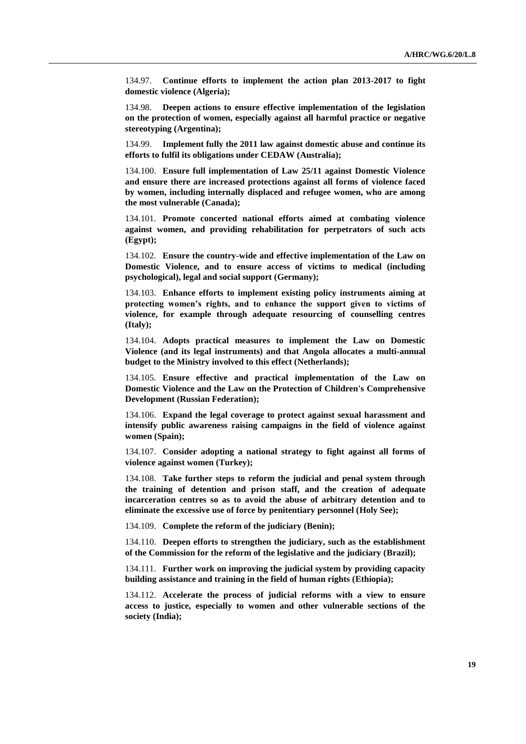134.97. **Continue efforts to implement the action plan 2013-2017 to fight domestic violence (Algeria);**

134.98. **Deepen actions to ensure effective implementation of the legislation on the protection of women, especially against all harmful practice or negative stereotyping (Argentina);**

134.99. **Implement fully the 2011 law against domestic abuse and continue its efforts to fulfil its obligations under CEDAW (Australia);**

134.100. **Ensure full implementation of Law 25/11 against Domestic Violence and ensure there are increased protections against all forms of violence faced by women, including internally displaced and refugee women, who are among the most vulnerable (Canada);**

134.101. **Promote concerted national efforts aimed at combating violence against women, and providing rehabilitation for perpetrators of such acts (Egypt);**

134.102. **Ensure the country-wide and effective implementation of the Law on Domestic Violence, and to ensure access of victims to medical (including psychological), legal and social support (Germany);**

134.103. **Enhance efforts to implement existing policy instruments aiming at protecting women's rights, and to enhance the support given to victims of violence, for example through adequate resourcing of counselling centres (Italy);**

134.104. **Adopts practical measures to implement the Law on Domestic Violence (and its legal instruments) and that Angola allocates a multi-annual budget to the Ministry involved to this effect (Netherlands);**

134.105. **Ensure effective and practical implementation of the Law on Domestic Violence and the Law on the Protection of Children's Comprehensive Development (Russian Federation);**

134.106. **Expand the legal coverage to protect against sexual harassment and intensify public awareness raising campaigns in the field of violence against women (Spain);**

134.107. **Consider adopting a national strategy to fight against all forms of violence against women (Turkey);**

134.108. **Take further steps to reform the judicial and penal system through the training of detention and prison staff, and the creation of adequate incarceration centres so as to avoid the abuse of arbitrary detention and to eliminate the excessive use of force by penitentiary personnel (Holy See);**

134.109. **Complete the reform of the judiciary (Benin);**

134.110. **Deepen efforts to strengthen the judiciary, such as the establishment of the Commission for the reform of the legislative and the judiciary (Brazil);**

134.111. **Further work on improving the judicial system by providing capacity building assistance and training in the field of human rights (Ethiopia);**

134.112. **Accelerate the process of judicial reforms with a view to ensure access to justice, especially to women and other vulnerable sections of the society (India);**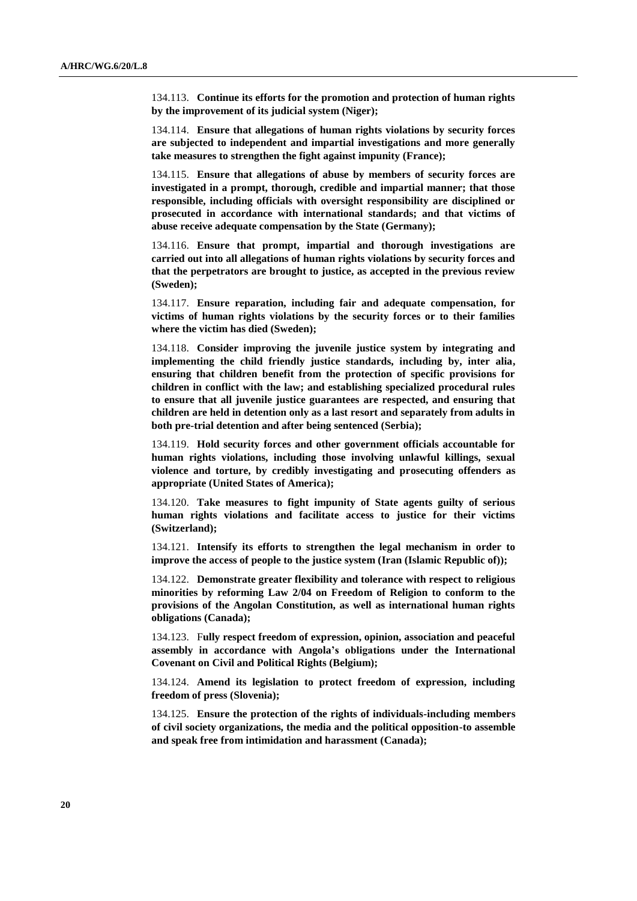134.113. **Continue its efforts for the promotion and protection of human rights by the improvement of its judicial system (Niger);**

134.114. **Ensure that allegations of human rights violations by security forces are subjected to independent and impartial investigations and more generally take measures to strengthen the fight against impunity (France);**

134.115. **Ensure that allegations of abuse by members of security forces are investigated in a prompt, thorough, credible and impartial manner; that those responsible, including officials with oversight responsibility are disciplined or prosecuted in accordance with international standards; and that victims of abuse receive adequate compensation by the State (Germany);**

134.116. **Ensure that prompt, impartial and thorough investigations are carried out into all allegations of human rights violations by security forces and that the perpetrators are brought to justice, as accepted in the previous review (Sweden);**

134.117. **Ensure reparation, including fair and adequate compensation, for victims of human rights violations by the security forces or to their families where the victim has died (Sweden);**

134.118. **Consider improving the juvenile justice system by integrating and implementing the child friendly justice standards, including by, inter alia, ensuring that children benefit from the protection of specific provisions for children in conflict with the law; and establishing specialized procedural rules to ensure that all juvenile justice guarantees are respected, and ensuring that children are held in detention only as a last resort and separately from adults in both pre-trial detention and after being sentenced (Serbia);**

134.119. **Hold security forces and other government officials accountable for human rights violations, including those involving unlawful killings, sexual violence and torture, by credibly investigating and prosecuting offenders as appropriate (United States of America);**

134.120. **Take measures to fight impunity of State agents guilty of serious human rights violations and facilitate access to justice for their victims (Switzerland);**

134.121. **Intensify its efforts to strengthen the legal mechanism in order to improve the access of people to the justice system (Iran (Islamic Republic of));**

134.122. **Demonstrate greater flexibility and tolerance with respect to religious minorities by reforming Law 2/04 on Freedom of Religion to conform to the provisions of the Angolan Constitution, as well as international human rights obligations (Canada);**

134.123. F**ully respect freedom of expression, opinion, association and peaceful assembly in accordance with Angola's obligations under the International Covenant on Civil and Political Rights (Belgium);**

134.124. **Amend its legislation to protect freedom of expression, including freedom of press (Slovenia);**

134.125. **Ensure the protection of the rights of individuals-including members of civil society organizations, the media and the political opposition-to assemble and speak free from intimidation and harassment (Canada);**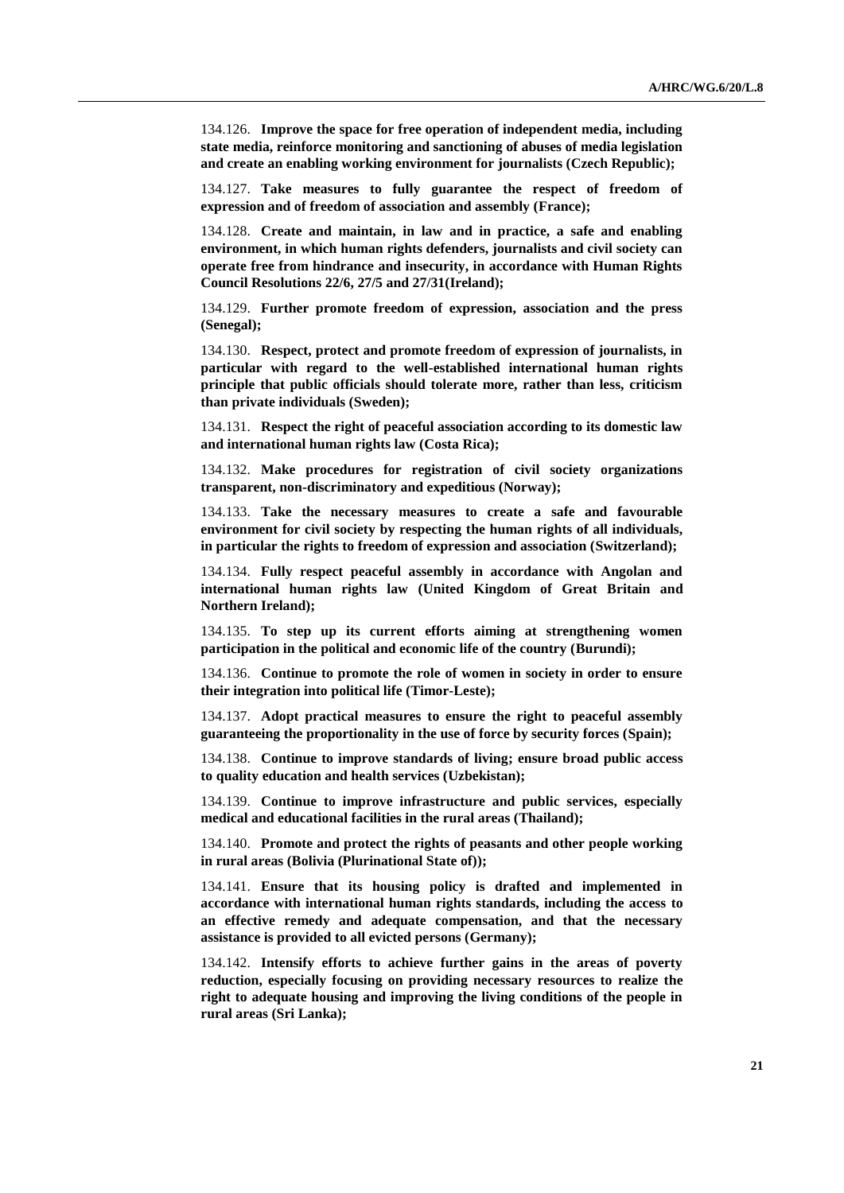134.126. **Improve the space for free operation of independent media, including state media, reinforce monitoring and sanctioning of abuses of media legislation and create an enabling working environment for journalists (Czech Republic);**

134.127. **Take measures to fully guarantee the respect of freedom of expression and of freedom of association and assembly (France);**

134.128. **Create and maintain, in law and in practice, a safe and enabling environment, in which human rights defenders, journalists and civil society can operate free from hindrance and insecurity, in accordance with Human Rights Council Resolutions 22/6, 27/5 and 27/31(Ireland);**

134.129. **Further promote freedom of expression, association and the press (Senegal);**

134.130. **Respect, protect and promote freedom of expression of journalists, in particular with regard to the well-established international human rights principle that public officials should tolerate more, rather than less, criticism than private individuals (Sweden);**

134.131. **Respect the right of peaceful association according to its domestic law and international human rights law (Costa Rica);**

134.132. **Make procedures for registration of civil society organizations transparent, non-discriminatory and expeditious (Norway);**

134.133. **Take the necessary measures to create a safe and favourable environment for civil society by respecting the human rights of all individuals, in particular the rights to freedom of expression and association (Switzerland);**

134.134. **Fully respect peaceful assembly in accordance with Angolan and international human rights law (United Kingdom of Great Britain and Northern Ireland);**

134.135. **To step up its current efforts aiming at strengthening women participation in the political and economic life of the country (Burundi);**

134.136. **Continue to promote the role of women in society in order to ensure their integration into political life (Timor-Leste);**

134.137. **Adopt practical measures to ensure the right to peaceful assembly guaranteeing the proportionality in the use of force by security forces (Spain);**

134.138. **Continue to improve standards of living; ensure broad public access to quality education and health services (Uzbekistan);**

134.139. **Continue to improve infrastructure and public services, especially medical and educational facilities in the rural areas (Thailand);**

134.140. **Promote and protect the rights of peasants and other people working in rural areas (Bolivia (Plurinational State of));**

134.141. **Ensure that its housing policy is drafted and implemented in accordance with international human rights standards, including the access to an effective remedy and adequate compensation, and that the necessary assistance is provided to all evicted persons (Germany);**

134.142. **Intensify efforts to achieve further gains in the areas of poverty reduction, especially focusing on providing necessary resources to realize the right to adequate housing and improving the living conditions of the people in rural areas (Sri Lanka);**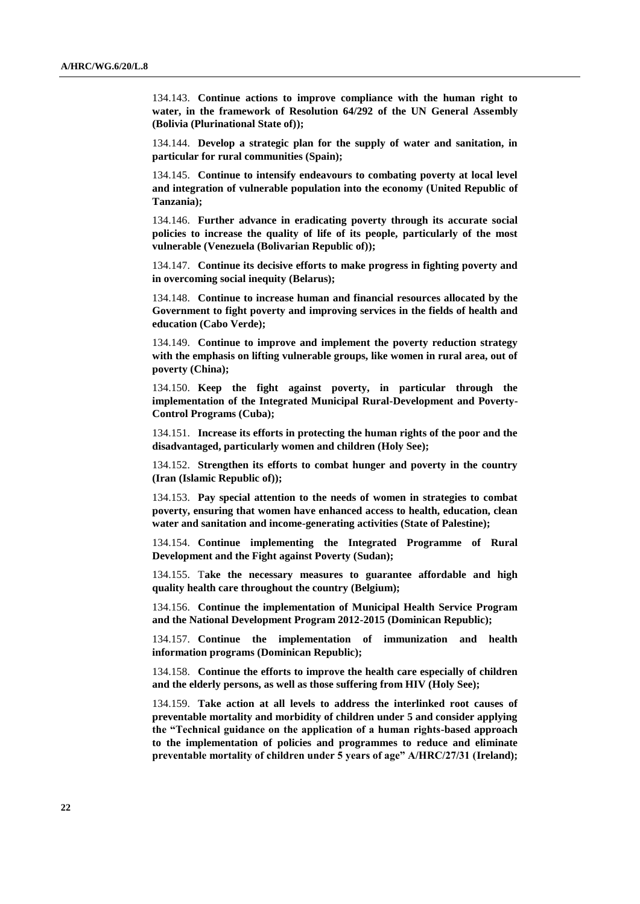134.143. **Continue actions to improve compliance with the human right to water, in the framework of Resolution 64/292 of the UN General Assembly (Bolivia (Plurinational State of));**

134.144. **Develop a strategic plan for the supply of water and sanitation, in particular for rural communities (Spain);**

134.145. **Continue to intensify endeavours to combating poverty at local level and integration of vulnerable population into the economy (United Republic of Tanzania);**

134.146. **Further advance in eradicating poverty through its accurate social policies to increase the quality of life of its people, particularly of the most vulnerable (Venezuela (Bolivarian Republic of));**

134.147. **Continue its decisive efforts to make progress in fighting poverty and in overcoming social inequity (Belarus);**

134.148. **Continue to increase human and financial resources allocated by the Government to fight poverty and improving services in the fields of health and education (Cabo Verde);**

134.149. **Continue to improve and implement the poverty reduction strategy with the emphasis on lifting vulnerable groups, like women in rural area, out of poverty (China);**

134.150. **Keep the fight against poverty, in particular through the implementation of the Integrated Municipal Rural-Development and Poverty-Control Programs (Cuba);**

134.151. **Increase its efforts in protecting the human rights of the poor and the disadvantaged, particularly women and children (Holy See);**

134.152. **Strengthen its efforts to combat hunger and poverty in the country (Iran (Islamic Republic of));**

134.153. **Pay special attention to the needs of women in strategies to combat poverty, ensuring that women have enhanced access to health, education, clean water and sanitation and income-generating activities (State of Palestine);**

134.154. **Continue implementing the Integrated Programme of Rural Development and the Fight against Poverty (Sudan);**

134.155. T**ake the necessary measures to guarantee affordable and high quality health care throughout the country (Belgium);**

134.156. **Continue the implementation of Municipal Health Service Program and the National Development Program 2012-2015 (Dominican Republic);**

134.157. **Continue the implementation of immunization and health information programs (Dominican Republic);**

134.158. **Continue the efforts to improve the health care especially of children and the elderly persons, as well as those suffering from HIV (Holy See);**

134.159. **Take action at all levels to address the interlinked root causes of preventable mortality and morbidity of children under 5 and consider applying the "Technical guidance on the application of a human rights-based approach to the implementation of policies and programmes to reduce and eliminate preventable mortality of children under 5 years of age" A/HRC/27/31 (Ireland);**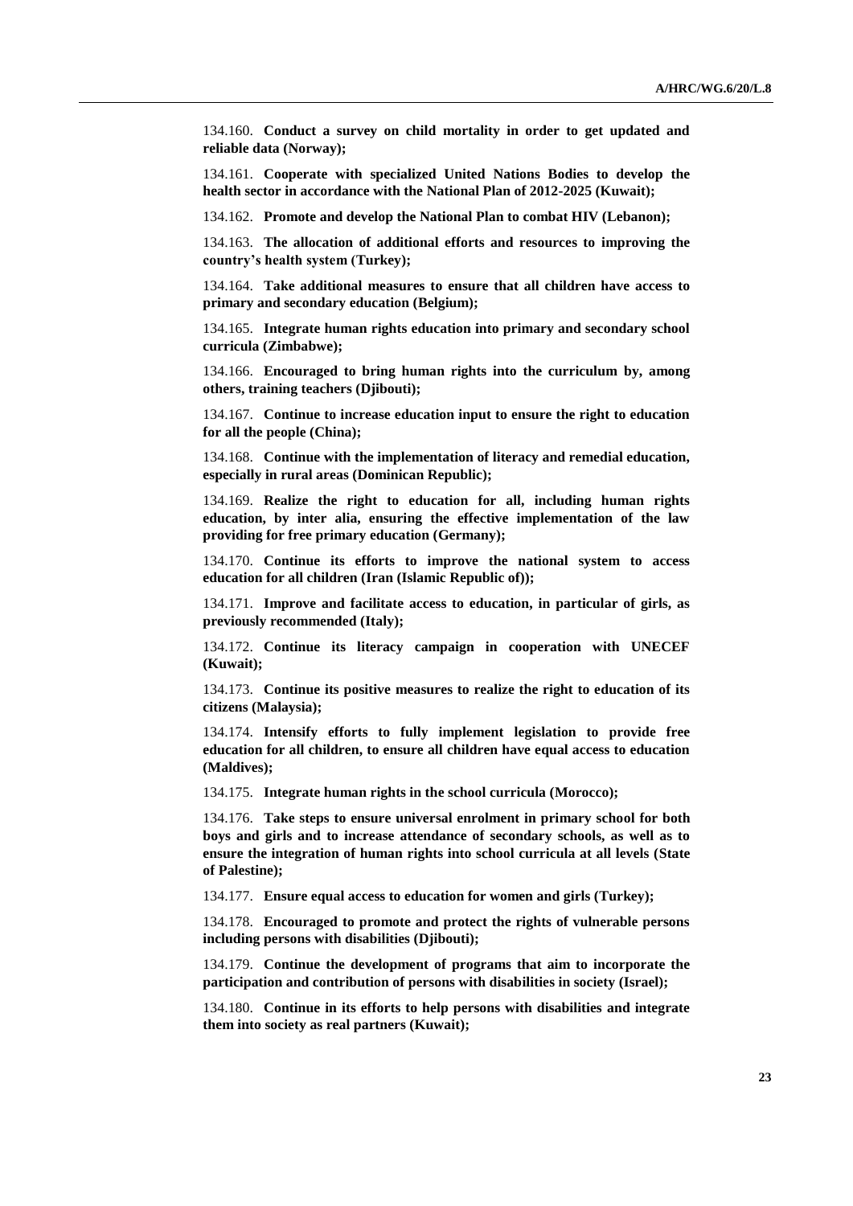134.160. **Conduct a survey on child mortality in order to get updated and reliable data (Norway);**

134.161. **Cooperate with specialized United Nations Bodies to develop the health sector in accordance with the National Plan of 2012-2025 (Kuwait);**

134.162. **Promote and develop the National Plan to combat HIV (Lebanon);**

134.163. **The allocation of additional efforts and resources to improving the country's health system (Turkey);**

134.164. **Take additional measures to ensure that all children have access to primary and secondary education (Belgium);**

134.165. **Integrate human rights education into primary and secondary school curricula (Zimbabwe);**

134.166. **Encouraged to bring human rights into the curriculum by, among others, training teachers (Djibouti);**

134.167. **Continue to increase education input to ensure the right to education for all the people (China);**

134.168. **Continue with the implementation of literacy and remedial education, especially in rural areas (Dominican Republic);**

134.169. **Realize the right to education for all, including human rights education, by inter alia, ensuring the effective implementation of the law providing for free primary education (Germany);**

134.170. **Continue its efforts to improve the national system to access education for all children (Iran (Islamic Republic of));**

134.171. **Improve and facilitate access to education, in particular of girls, as previously recommended (Italy);**

134.172. **Continue its literacy campaign in cooperation with UNECEF (Kuwait);**

134.173. **Continue its positive measures to realize the right to education of its citizens (Malaysia);**

134.174. **Intensify efforts to fully implement legislation to provide free education for all children, to ensure all children have equal access to education (Maldives);**

134.175. **Integrate human rights in the school curricula (Morocco);**

134.176. **Take steps to ensure universal enrolment in primary school for both boys and girls and to increase attendance of secondary schools, as well as to ensure the integration of human rights into school curricula at all levels (State of Palestine);**

134.177. **Ensure equal access to education for women and girls (Turkey);**

134.178. **Encouraged to promote and protect the rights of vulnerable persons including persons with disabilities (Djibouti);**

134.179. **Continue the development of programs that aim to incorporate the participation and contribution of persons with disabilities in society (Israel);**

134.180. **Continue in its efforts to help persons with disabilities and integrate them into society as real partners (Kuwait);**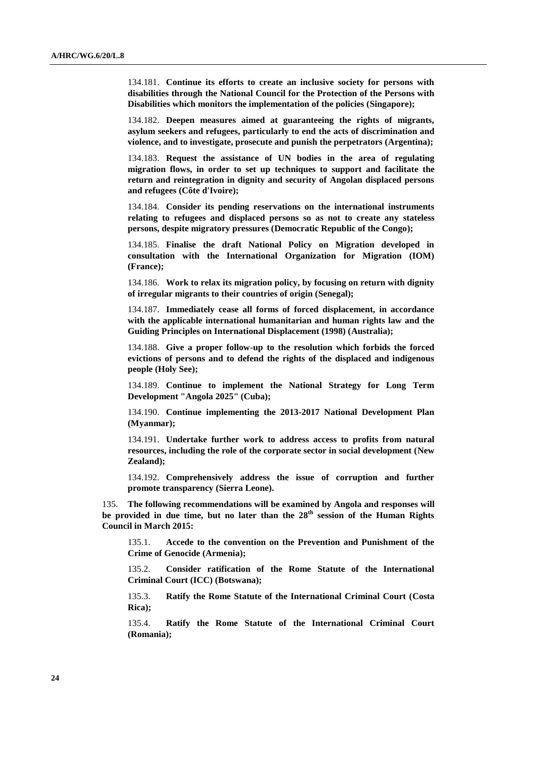134.181. **Continue its efforts to create an inclusive society for persons with disabilities through the National Council for the Protection of the Persons with Disabilities which monitors the implementation of the policies (Singapore);**

134.182. **Deepen measures aimed at guaranteeing the rights of migrants, asylum seekers and refugees, particularly to end the acts of discrimination and violence, and to investigate, prosecute and punish the perpetrators (Argentina);**

134.183. **Request the assistance of UN bodies in the area of regulating migration flows, in order to set up techniques to support and facilitate the return and reintegration in dignity and security of Angolan displaced persons and refugees (Côte d'Ivoire);**

134.184. **Consider its pending reservations on the international instruments relating to refugees and displaced persons so as not to create any stateless persons, despite migratory pressures (Democratic Republic of the Congo);**

134.185. **Finalise the draft National Policy on Migration developed in consultation with the International Organization for Migration (IOM) (France);**

134.186. **Work to relax its migration policy, by focusing on return with dignity of irregular migrants to their countries of origin (Senegal);**

134.187. **Immediately cease all forms of forced displacement, in accordance with the applicable international humanitarian and human rights law and the Guiding Principles on International Displacement (1998) (Australia);**

134.188. **Give a proper follow-up to the resolution which forbids the forced evictions of persons and to defend the rights of the displaced and indigenous people (Holy See);**

134.189. **Continue to implement the National Strategy for Long Term Development "Angola 2025" (Cuba);**

134.190. **Continue implementing the 2013-2017 National Development Plan (Myanmar);**

134.191. **Undertake further work to address access to profits from natural resources, including the role of the corporate sector in social development (New Zealand);**

134.192. **Comprehensively address the issue of corruption and further promote transparency (Sierra Leone).**

135. **The following recommendations will be examined by Angola and responses will be provided in due time, but no later than the 28th session of the Human Rights Council in March 2015:**

135.1. **Accede to the convention on the Prevention and Punishment of the Crime of Genocide (Armenia);**

135.2. **Consider ratification of the Rome Statute of the International Criminal Court (ICC) (Botswana);**

135.3. **Ratify the Rome Statute of the International Criminal Court (Costa Rica);**

135.4. **Ratify the Rome Statute of the International Criminal Court (Romania);**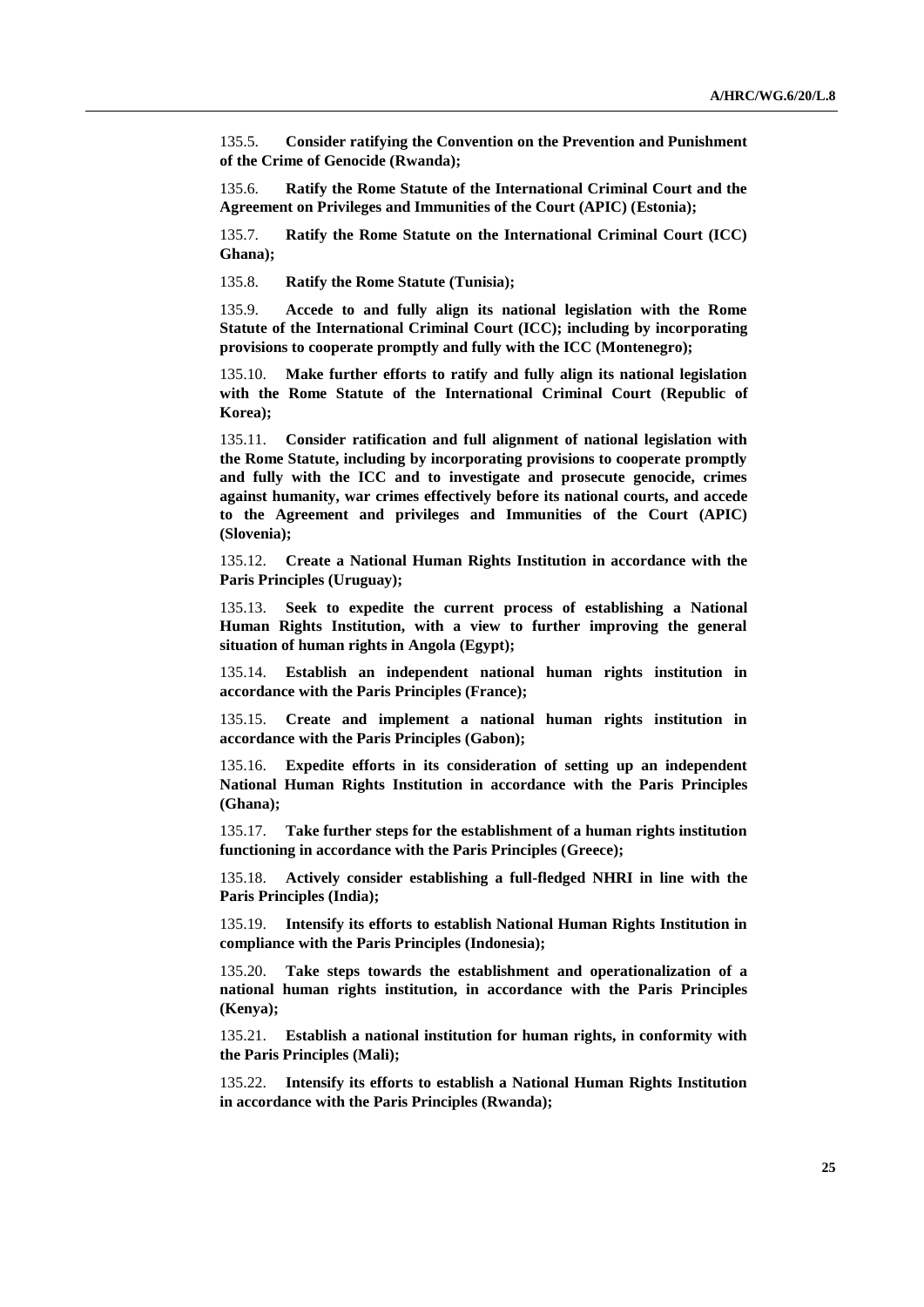135.5. **Consider ratifying the Convention on the Prevention and Punishment of the Crime of Genocide (Rwanda);**

135.6. **Ratify the Rome Statute of the International Criminal Court and the Agreement on Privileges and Immunities of the Court (APIC) (Estonia);**

135.7. **Ratify the Rome Statute on the International Criminal Court (ICC) Ghana);**

135.8. **Ratify the Rome Statute (Tunisia);**

135.9. **Accede to and fully align its national legislation with the Rome Statute of the International Criminal Court (ICC); including by incorporating provisions to cooperate promptly and fully with the ICC (Montenegro);**

135.10. **Make further efforts to ratify and fully align its national legislation with the Rome Statute of the International Criminal Court (Republic of Korea);**

135.11. **Consider ratification and full alignment of national legislation with the Rome Statute, including by incorporating provisions to cooperate promptly and fully with the ICC and to investigate and prosecute genocide, crimes against humanity, war crimes effectively before its national courts, and accede to the Agreement and privileges and Immunities of the Court (APIC) (Slovenia);**

135.12. **Create a National Human Rights Institution in accordance with the Paris Principles (Uruguay);**

135.13. **Seek to expedite the current process of establishing a National Human Rights Institution, with a view to further improving the general situation of human rights in Angola (Egypt);**

135.14. **Establish an independent national human rights institution in accordance with the Paris Principles (France);**

135.15. **Create and implement a national human rights institution in accordance with the Paris Principles (Gabon);**

135.16. **Expedite efforts in its consideration of setting up an independent National Human Rights Institution in accordance with the Paris Principles (Ghana);**

135.17. **Take further steps for the establishment of a human rights institution functioning in accordance with the Paris Principles (Greece);**

135.18. **Actively consider establishing a full-fledged NHRI in line with the Paris Principles (India);**

135.19. **Intensify its efforts to establish National Human Rights Institution in compliance with the Paris Principles (Indonesia);**

135.20. **Take steps towards the establishment and operationalization of a national human rights institution, in accordance with the Paris Principles (Kenya);**

135.21. **Establish a national institution for human rights, in conformity with the Paris Principles (Mali);**

135.22. **Intensify its efforts to establish a National Human Rights Institution in accordance with the Paris Principles (Rwanda);**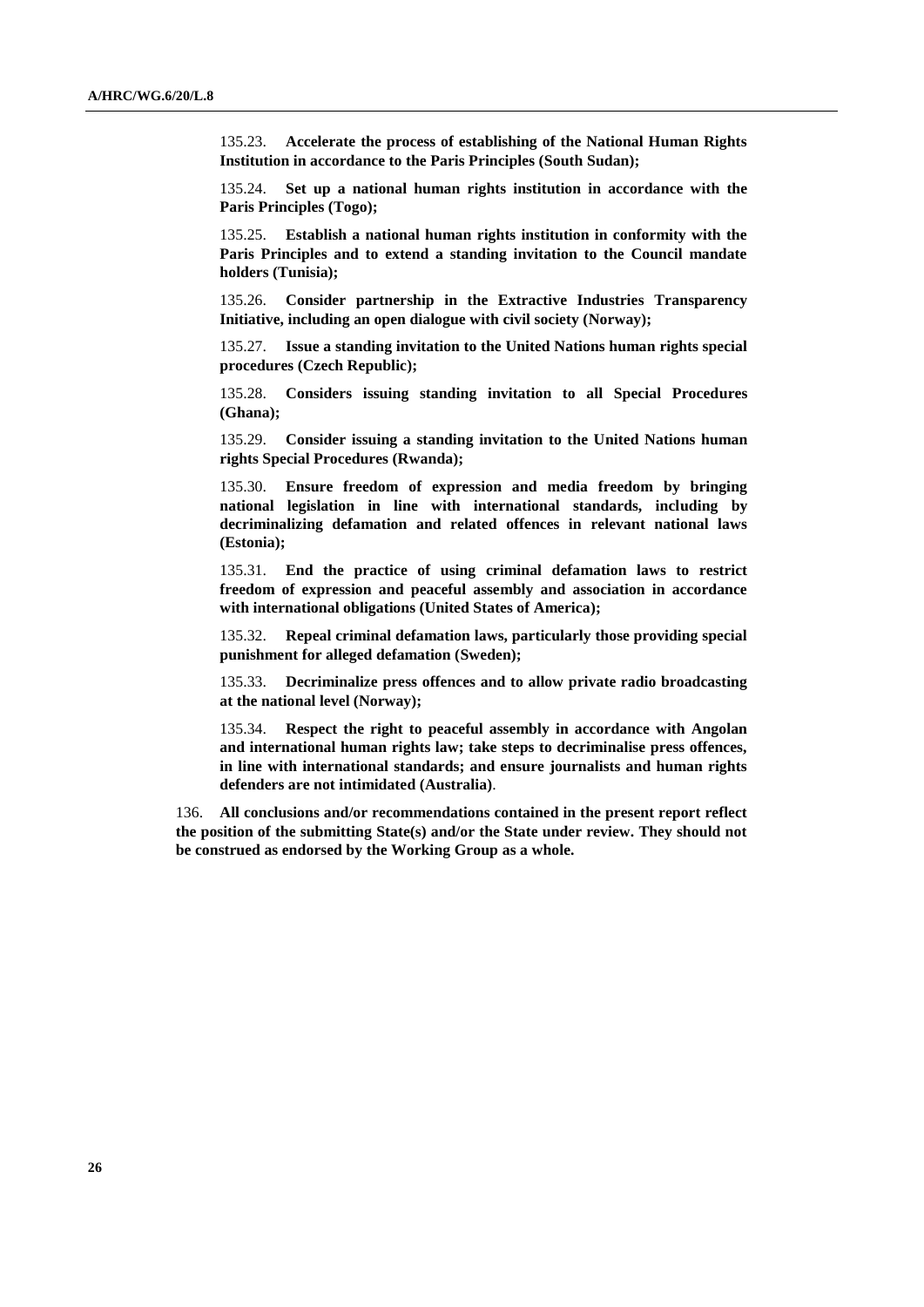135.23. **Accelerate the process of establishing of the National Human Rights Institution in accordance to the Paris Principles (South Sudan);**

135.24. **Set up a national human rights institution in accordance with the Paris Principles (Togo);**

135.25. **Establish a national human rights institution in conformity with the Paris Principles and to extend a standing invitation to the Council mandate holders (Tunisia);**

135.26. **Consider partnership in the Extractive Industries Transparency Initiative, including an open dialogue with civil society (Norway);**

135.27. **Issue a standing invitation to the United Nations human rights special procedures (Czech Republic);**

135.28. **Considers issuing standing invitation to all Special Procedures (Ghana);**

135.29. **Consider issuing a standing invitation to the United Nations human rights Special Procedures (Rwanda);**

135.30. **Ensure freedom of expression and media freedom by bringing national legislation in line with international standards, including by decriminalizing defamation and related offences in relevant national laws (Estonia);**

135.31. **End the practice of using criminal defamation laws to restrict freedom of expression and peaceful assembly and association in accordance with international obligations (United States of America);**

135.32. **Repeal criminal defamation laws, particularly those providing special punishment for alleged defamation (Sweden);**

135.33. **Decriminalize press offences and to allow private radio broadcasting at the national level (Norway);**

135.34. **Respect the right to peaceful assembly in accordance with Angolan and international human rights law; take steps to decriminalise press offences, in line with international standards; and ensure journalists and human rights defenders are not intimidated (Australia)**.

136. **All conclusions and/or recommendations contained in the present report reflect the position of the submitting State(s) and/or the State under review. They should not be construed as endorsed by the Working Group as a whole.**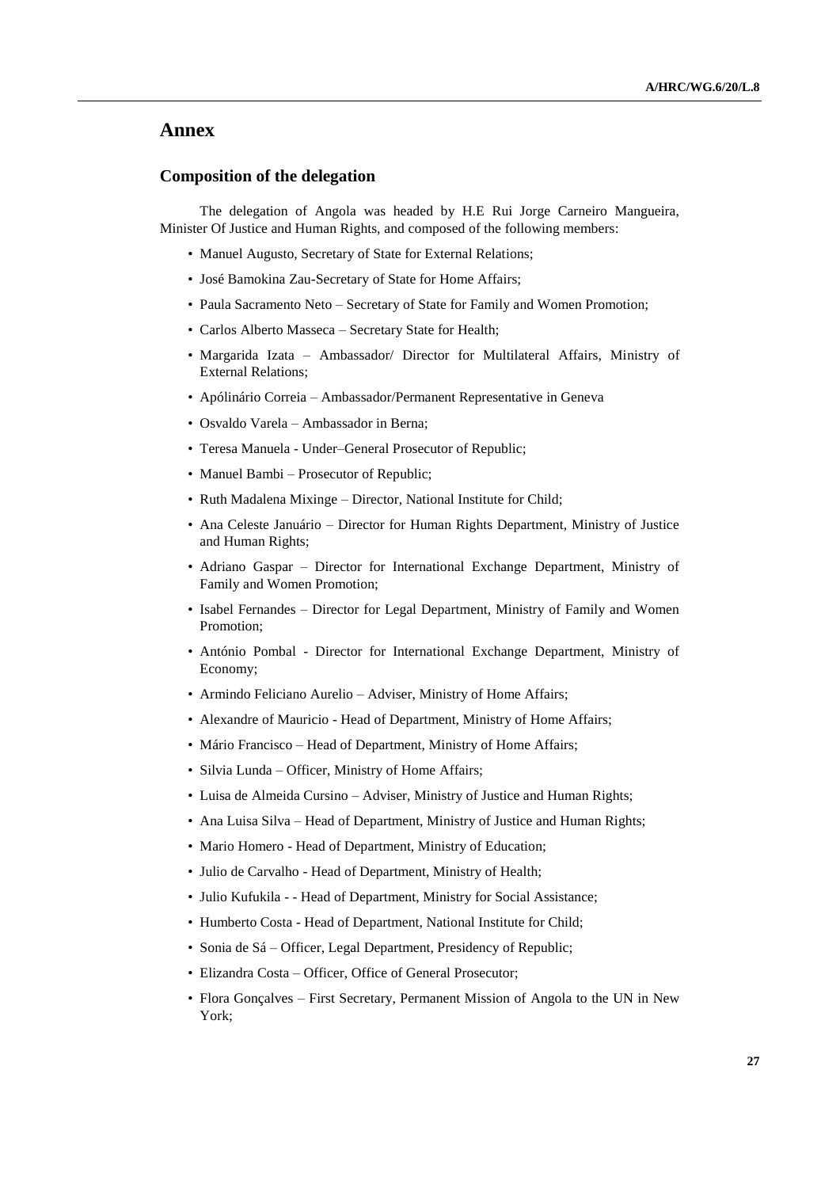# Annex

## Composition of the delegation

The delegation of Angola was headed by H.E Rui Jorge Carneiro Mangueira, Minister Of Justice and Human Rights, and composed of the following members:

- Manuel Augusto, Secretary of State for External Relations;
- José Bamokina Zau-Secretary of State for Home Affairs;
- Paula Sacramento Neto – Secretary of State for Family and Women Promotion;
- Carlos Alberto Masseca – Secretary State for Health;
- Margarida Izata – Ambassador/ Director for Multilateral Affairs, Ministry of External Relations;
- Apólinário Correia – Ambassador/Permanent Representative in Geneva
- Osvaldo Varela – Ambassador in Berna;
- Teresa Manuela - Under–General Prosecutor of Republic;
- Manuel Bambi – Prosecutor of Republic;
- Ruth Madalena Mixinge – Director, National Institute for Child;
- Ana Celeste Januário – Director for Human Rights Department, Ministry of Justice and Human Rights;
- Adriano Gaspar – Director for International Exchange Department, Ministry of Family and Women Promotion;
- Isabel Fernandes – Director for Legal Department, Ministry of Family and Women Promotion;
- António Pombal - Director for International Exchange Department, Ministry of Economy;
- Armindo Feliciano Aurelio – Adviser, Ministry of Home Affairs;
- Alexandre of Mauricio - Head of Department, Ministry of Home Affairs;
- Mário Francisco – Head of Department, Ministry of Home Affairs;
- Silvia Lunda – Officer, Ministry of Home Affairs;
- Luisa de Almeida Cursino – Adviser, Ministry of Justice and Human Rights;
- Ana Luisa Silva – Head of Department, Ministry of Justice and Human Rights;
- Mario Homero - Head of Department, Ministry of Education;
- Julio de Carvalho - Head of Department, Ministry of Health;
- Julio Kufukila - - Head of Department, Ministry for Social Assistance;
- Humberto Costa - Head of Department, National Institute for Child;
- Sonia de Sá – Officer, Legal Department, Presidency of Republic;
- Elizandra Costa – Officer, Office of General Prosecutor;
- Flora Gonçalves – First Secretary, Permanent Mission of Angola to the UN in New York;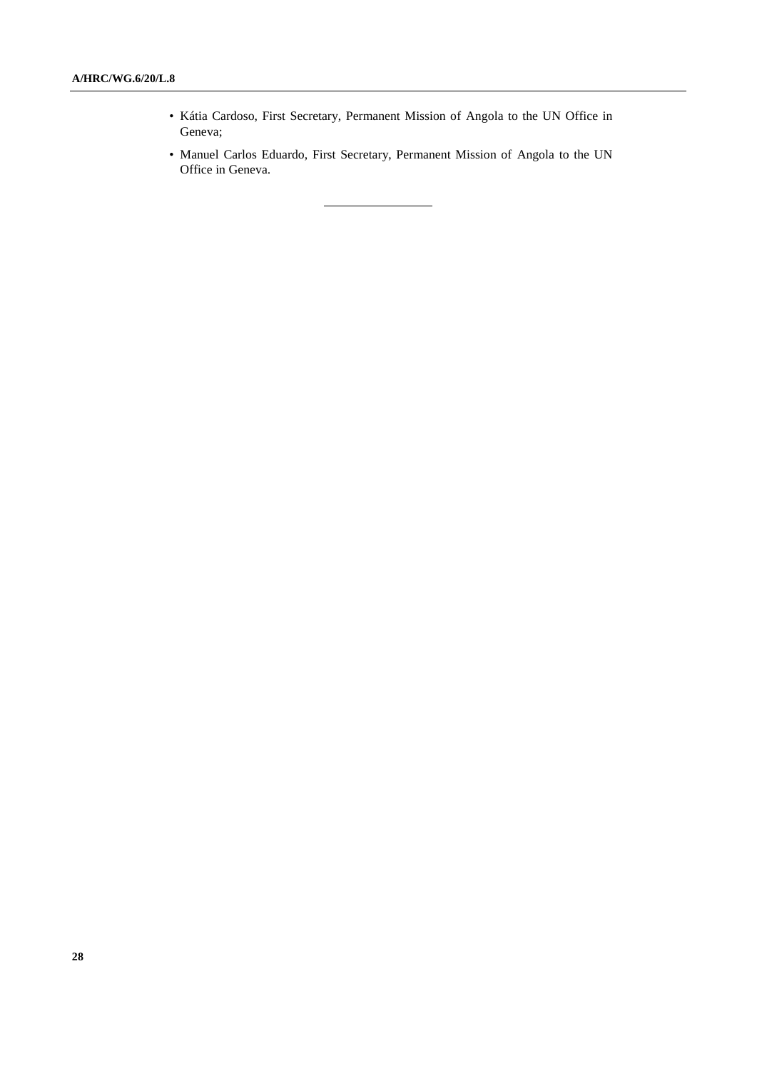- Kátia Cardoso, First Secretary, Permanent Mission of Angola to the UN Office in Geneva;
- Manuel Carlos Eduardo, First Secretary, Permanent Mission of Angola to the UN Office in Geneva.